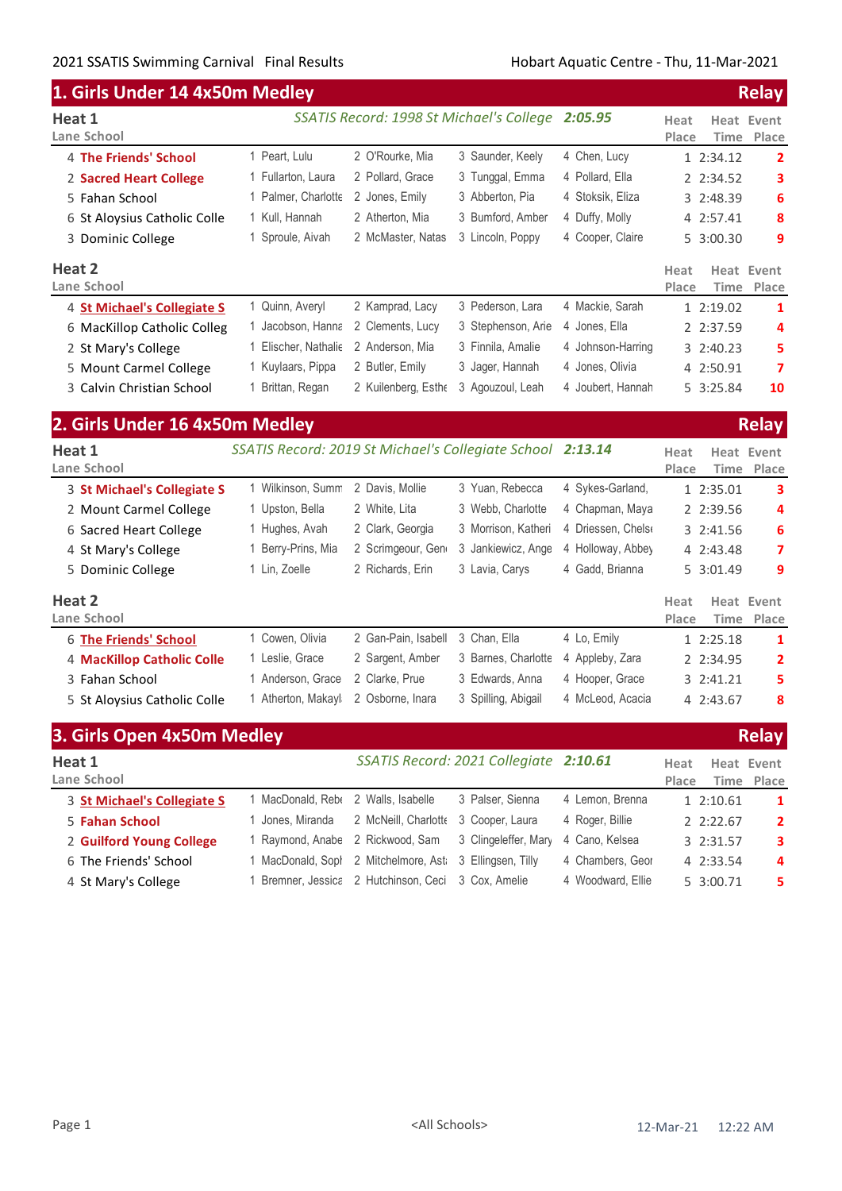2021 SSATIS Swimming Carnival Final Results — Hobart Aquatic Centre - Thu, 11-Mar-2021

## 1. Girls Under 14 4x50m Medley — Relay

### Heat 1

*SSATIS Record: 1998 St Michael's College* ***2:05.95***

| Lane | School | | | | | Heat Place | Heat Time | Event Place |
|---|---|---|---|---|---|---|---|---|
| 4 | **The Friends' School** | 1 Peart, Lulu | 2 O'Rourke, Mia | 3 Saunder, Keely | 4 Chen, Lucy | 1 | 2:34.12 | **2** |
| 2 | **Sacred Heart College** | 1 Fullarton, Laura | 2 Pollard, Grace | 3 Tunggal, Emma | 4 Pollard, Ella | 2 | 2:34.52 | **3** |
| 5 | Fahan School | 1 Palmer, Charlotte | 2 Jones, Emily | 3 Abberton, Pia | 4 Stoksik, Eliza | 3 | 2:48.39 | **6** |
| 6 | St Aloysius Catholic Colle | 1 Kull, Hannah | 2 Atherton, Mia | 3 Bumford, Amber | 4 Duffy, Molly | 4 | 2:57.41 | **8** |
| 3 | Dominic College | 1 Sproule, Aivah | 2 McMaster, Natas | 3 Lincoln, Poppy | 4 Cooper, Claire | 5 | 3:00.30 | **9** |

### Heat 2

| Lane | School | | | | | Heat Place | Heat Time | Event Place |
|---|---|---|---|---|---|---|---|---|
| 4 | **St Michael's Collegiate S** | 1 Quinn, Averyl | 2 Kamprad, Lacy | 3 Pederson, Lara | 4 Mackie, Sarah | 1 | 2:19.02 | **1** |
| 6 | MacKillop Catholic Colleg | 1 Jacobson, Hanna | 2 Clements, Lucy | 3 Stephenson, Arie | 4 Jones, Ella | 2 | 2:37.59 | **4** |
| 2 | St Mary's College | 1 Elischer, Nathalie | 2 Anderson, Mia | 3 Finnila, Amalie | 4 Johnson-Harring | 3 | 2:40.23 | **5** |
| 5 | Mount Carmel College | 1 Kuylaars, Pippa | 2 Butler, Emily | 3 Jager, Hannah | 4 Jones, Olivia | 4 | 2:50.91 | **7** |
| 3 | Calvin Christian School | 1 Brittan, Regan | 2 Kuilenberg, Esthe | 3 Agouzoul, Leah | 4 Joubert, Hannah | 5 | 3:25.84 | **10** |

## 2. Girls Under 16 4x50m Medley — Relay

### Heat 1

*SSATIS Record: 2019 St Michael's Collegiate School* ***2:13.14***

| Lane | School | | | | | Heat Place | Heat Time | Event Place |
|---|---|---|---|---|---|---|---|---|
| 3 | **St Michael's Collegiate S** | 1 Wilkinson, Summ | 2 Davis, Mollie | 3 Yuan, Rebecca | 4 Sykes-Garland, | 1 | 2:35.01 | **3** |
| 2 | Mount Carmel College | 1 Upston, Bella | 2 White, Lita | 3 Webb, Charlotte | 4 Chapman, Maya | 2 | 2:39.56 | **4** |
| 6 | Sacred Heart College | 1 Hughes, Avah | 2 Clark, Georgia | 3 Morrison, Katheri | 4 Driessen, Chelse | 3 | 2:41.56 | **6** |
| 4 | St Mary's College | 1 Berry-Prins, Mia | 2 Scrimgeour, Gen | 3 Jankiewicz, Ange | 4 Holloway, Abbey | 4 | 2:43.48 | **7** |
| 5 | Dominic College | 1 Lin, Zoelle | 2 Richards, Erin | 3 Lavia, Carys | 4 Gadd, Brianna | 5 | 3:01.49 | **9** |

### Heat 2

| Lane | School | | | | | Heat Place | Heat Time | Event Place |
|---|---|---|---|---|---|---|---|---|
| 6 | **The Friends' School** | 1 Cowen, Olivia | 2 Gan-Pain, Isabell | 3 Chan, Ella | 4 Lo, Emily | 1 | 2:25.18 | **1** |
| 4 | **MacKillop Catholic Colle** | 1 Leslie, Grace | 2 Sargent, Amber | 3 Barnes, Charlotte | 4 Appleby, Zara | 2 | 2:34.95 | **2** |
| 3 | Fahan School | 1 Anderson, Grace | 2 Clarke, Prue | 3 Edwards, Anna | 4 Hooper, Grace | 3 | 2:41.21 | **5** |
| 5 | St Aloysius Catholic Colle | 1 Atherton, Makayl | 2 Osborne, Inara | 3 Spilling, Abigail | 4 McLeod, Acacia | 4 | 2:43.67 | **8** |

## 3. Girls Open 4x50m Medley — Relay

### Heat 1

*SSATIS Record: 2021 Collegiate* ***2:10.61***

| Lane | School | | | | | Heat Place | Heat Time | Event Place |
|---|---|---|---|---|---|---|---|---|
| 3 | **St Michael's Collegiate S** | 1 MacDonald, Rebe | 2 Walls, Isabelle | 3 Palser, Sienna | 4 Lemon, Brenna | 1 | 2:10.61 | **1** |
| 5 | **Fahan School** | 1 Jones, Miranda | 2 McNeill, Charlotte | 3 Cooper, Laura | 4 Roger, Billie | 2 | 2:22.67 | **2** |
| 2 | **Guilford Young College** | 1 Raymond, Anabe | 2 Rickwood, Sam | 3 Clingeleffer, Mary | 4 Cano, Kelsea | 3 | 2:31.57 | **3** |
| 6 | The Friends' School | 1 MacDonald, Sopl | 2 Mitchelmore, Ast | 3 Ellingsen, Tilly | 4 Chambers, Geor | 4 | 2:33.54 | **4** |
| 4 | St Mary's College | 1 Bremner, Jessica | 2 Hutchinson, Ceci | 3 Cox, Amelie | 4 Woodward, Ellie | 5 | 3:00.71 | **5** |

<All Schools>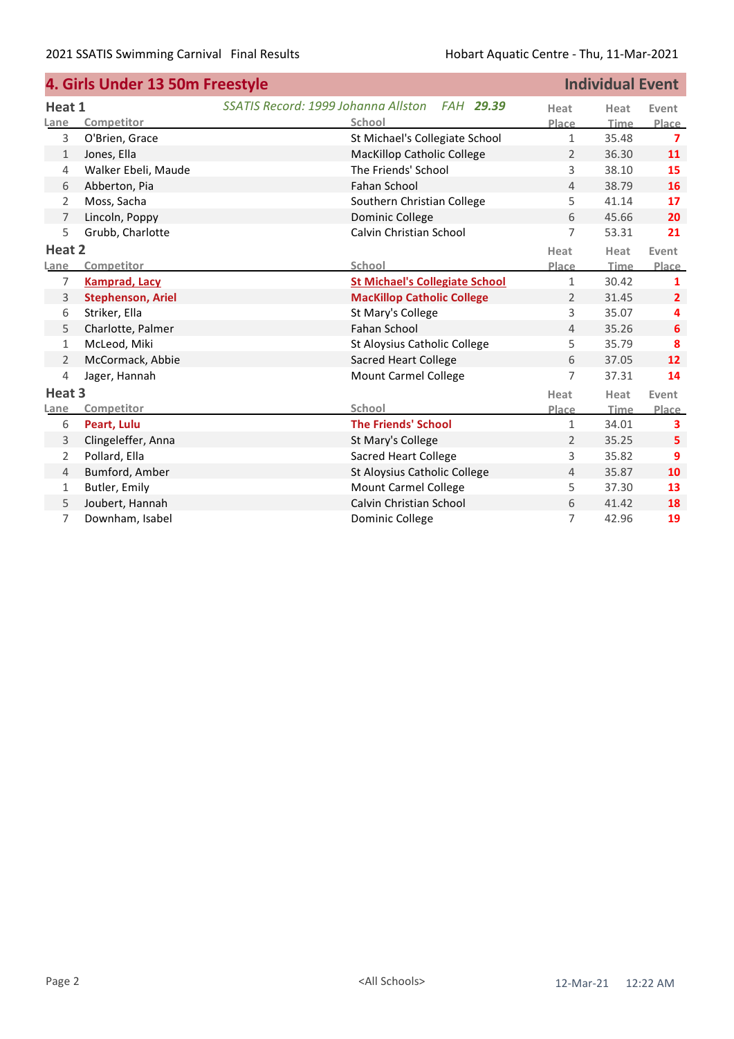## 4. Girls Under 13 50m Freestyle

**Individual Event**

### Heat 1

*SSATIS Record: 1999 Johanna Allston FAH **29.39***

| Lane | Competitor | School | Heat Place | Heat Time | Event Place |
|---|---|---|---|---|---|
| 3 | O'Brien, Grace | St Michael's Collegiate School | 1 | 35.48 | **7** |
| 1 | Jones, Ella | MacKillop Catholic College | 2 | 36.30 | **11** |
| 4 | Walker Ebeli, Maude | The Friends' School | 3 | 38.10 | **15** |
| 6 | Abberton, Pia | Fahan School | 4 | 38.79 | **16** |
| 2 | Moss, Sacha | Southern Christian College | 5 | 41.14 | **17** |
| 7 | Lincoln, Poppy | Dominic College | 6 | 45.66 | **20** |
| 5 | Grubb, Charlotte | Calvin Christian School | 7 | 53.31 | **21** |

### Heat 2

| Lane | Competitor | School | Heat Place | Heat Time | Event Place |
|---|---|---|---|---|---|
| 7 | **Kamprad, Lacy** | **St Michael's Collegiate School** | 1 | 30.42 | **1** |
| 3 | **Stephenson, Ariel** | **MacKillop Catholic College** | 2 | 31.45 | **2** |
| 6 | Striker, Ella | St Mary's College | 3 | 35.07 | **4** |
| 5 | Charlotte, Palmer | Fahan School | 4 | 35.26 | **6** |
| 1 | McLeod, Miki | St Aloysius Catholic College | 5 | 35.79 | **8** |
| 2 | McCormack, Abbie | Sacred Heart College | 6 | 37.05 | **12** |
| 4 | Jager, Hannah | Mount Carmel College | 7 | 37.31 | **14** |

### Heat 3

| Lane | Competitor | School | Heat Place | Heat Time | Event Place |
|---|---|---|---|---|---|
| 6 | **Peart, Lulu** | **The Friends' School** | 1 | 34.01 | **3** |
| 3 | Clingeleffer, Anna | St Mary's College | 2 | 35.25 | **5** |
| 2 | Pollard, Ella | Sacred Heart College | 3 | 35.82 | **9** |
| 4 | Bumford, Amber | St Aloysius Catholic College | 4 | 35.87 | **10** |
| 1 | Butler, Emily | Mount Carmel College | 5 | 37.30 | **13** |
| 5 | Joubert, Hannah | Calvin Christian School | 6 | 41.42 | **18** |
| 7 | Downham, Isabel | Dominic College | 7 | 42.96 | **19** |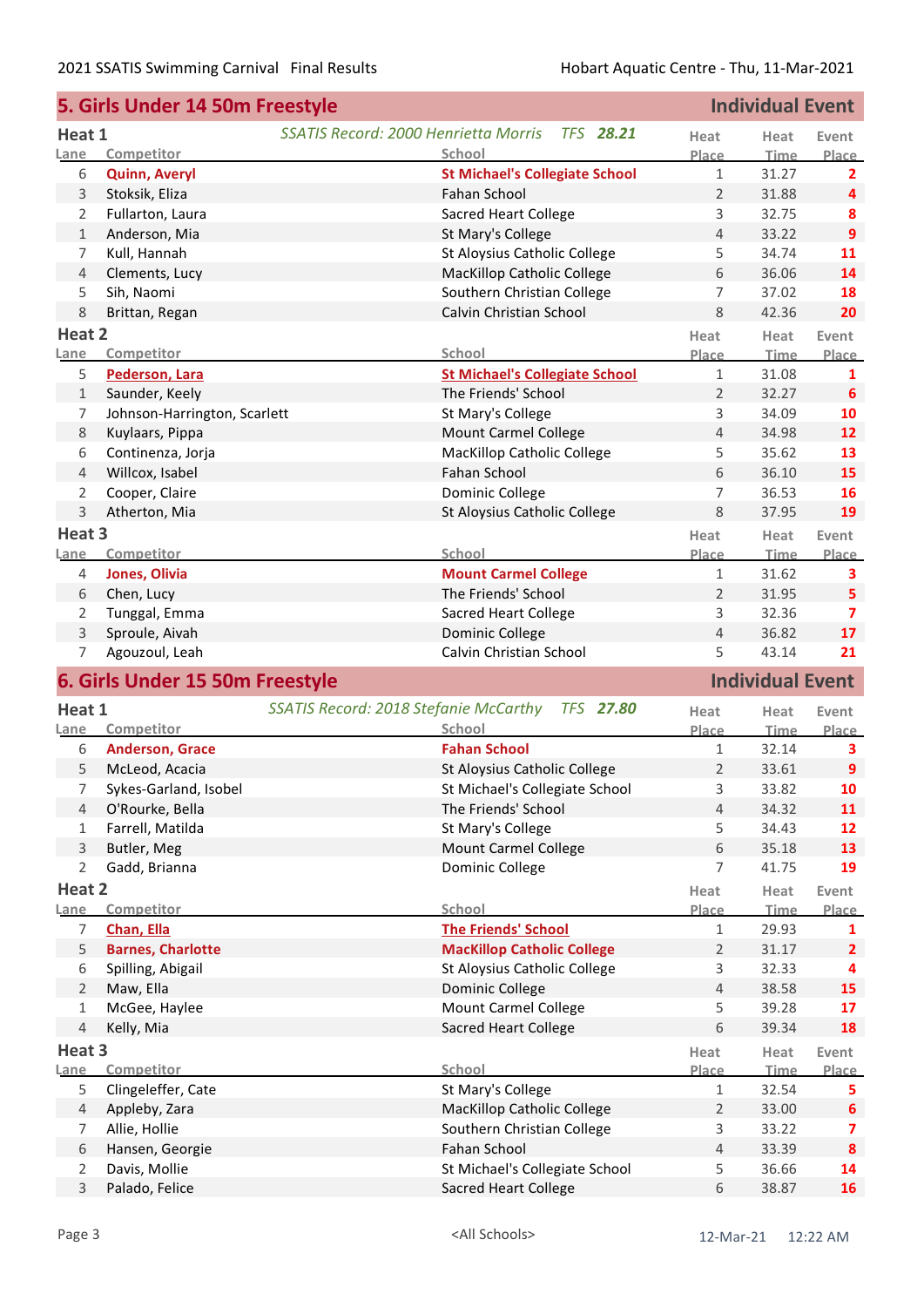## 5. Girls Under 14 50m Freestyle — Individual Event

### Heat 1

*SSATIS Record: 2000 Henrietta Morris TFS* ***28.21***

| Lane | Competitor | School | Heat Place | Heat Time | Event Place |
|---|---|---|---|---|---|
| 6 | **Quinn, Averyl** | **St Michael's Collegiate School** | 1 | 31.27 | **2** |
| 3 | Stoksik, Eliza | Fahan School | 2 | 31.88 | **4** |
| 2 | Fullarton, Laura | Sacred Heart College | 3 | 32.75 | **8** |
| 1 | Anderson, Mia | St Mary's College | 4 | 33.22 | **9** |
| 7 | Kull, Hannah | St Aloysius Catholic College | 5 | 34.74 | **11** |
| 4 | Clements, Lucy | MacKillop Catholic College | 6 | 36.06 | **14** |
| 5 | Sih, Naomi | Southern Christian College | 7 | 37.02 | **18** |
| 8 | Brittan, Regan | Calvin Christian School | 8 | 42.36 | **20** |

### Heat 2

| Lane | Competitor | School | Heat Place | Heat Time | Event Place |
|---|---|---|---|---|---|
| 5 | **Pederson, Lara** | **St Michael's Collegiate School** | 1 | 31.08 | **1** |
| 1 | Saunder, Keely | The Friends' School | 2 | 32.27 | **6** |
| 7 | Johnson-Harrington, Scarlett | St Mary's College | 3 | 34.09 | **10** |
| 8 | Kuylaars, Pippa | Mount Carmel College | 4 | 34.98 | **12** |
| 6 | Continenza, Jorja | MacKillop Catholic College | 5 | 35.62 | **13** |
| 4 | Willcox, Isabel | Fahan School | 6 | 36.10 | **15** |
| 2 | Cooper, Claire | Dominic College | 7 | 36.53 | **16** |
| 3 | Atherton, Mia | St Aloysius Catholic College | 8 | 37.95 | **19** |

### Heat 3

| Lane | Competitor | School | Heat Place | Heat Time | Event Place |
|---|---|---|---|---|---|
| 4 | **Jones, Olivia** | **Mount Carmel College** | 1 | 31.62 | **3** |
| 6 | Chen, Lucy | The Friends' School | 2 | 31.95 | **5** |
| 2 | Tunggal, Emma | Sacred Heart College | 3 | 32.36 | **7** |
| 3 | Sproule, Aivah | Dominic College | 4 | 36.82 | **17** |
| 7 | Agouzoul, Leah | Calvin Christian School | 5 | 43.14 | **21** |

## 6. Girls Under 15 50m Freestyle — Individual Event

### Heat 1

*SSATIS Record: 2018 Stefanie McCarthy TFS* ***27.80***

| Lane | Competitor | School | Heat Place | Heat Time | Event Place |
|---|---|---|---|---|---|
| 6 | **Anderson, Grace** | **Fahan School** | 1 | 32.14 | **3** |
| 5 | McLeod, Acacia | St Aloysius Catholic College | 2 | 33.61 | **9** |
| 7 | Sykes-Garland, Isobel | St Michael's Collegiate School | 3 | 33.82 | **10** |
| 4 | O'Rourke, Bella | The Friends' School | 4 | 34.32 | **11** |
| 1 | Farrell, Matilda | St Mary's College | 5 | 34.43 | **12** |
| 3 | Butler, Meg | Mount Carmel College | 6 | 35.18 | **13** |
| 2 | Gadd, Brianna | Dominic College | 7 | 41.75 | **19** |

### Heat 2

| Lane | Competitor | School | Heat Place | Heat Time | Event Place |
|---|---|---|---|---|---|
| 7 | **Chan, Ella** | **The Friends' School** | 1 | 29.93 | **1** |
| 5 | **Barnes, Charlotte** | **MacKillop Catholic College** | 2 | 31.17 | **2** |
| 6 | Spilling, Abigail | St Aloysius Catholic College | 3 | 32.33 | **4** |
| 2 | Maw, Ella | Dominic College | 4 | 38.58 | **15** |
| 1 | McGee, Haylee | Mount Carmel College | 5 | 39.28 | **17** |
| 4 | Kelly, Mia | Sacred Heart College | 6 | 39.34 | **18** |

### Heat 3

| Lane | Competitor | School | Heat Place | Heat Time | Event Place |
|---|---|---|---|---|---|
| 5 | Clingeleffer, Cate | St Mary's College | 1 | 32.54 | **5** |
| 4 | Appleby, Zara | MacKillop Catholic College | 2 | 33.00 | **6** |
| 7 | Allie, Hollie | Southern Christian College | 3 | 33.22 | **7** |
| 6 | Hansen, Georgie | Fahan School | 4 | 33.39 | **8** |
| 2 | Davis, Mollie | St Michael's Collegiate School | 5 | 36.66 | **14** |
| 3 | Palado, Felice | Sacred Heart College | 6 | 38.87 | **16** |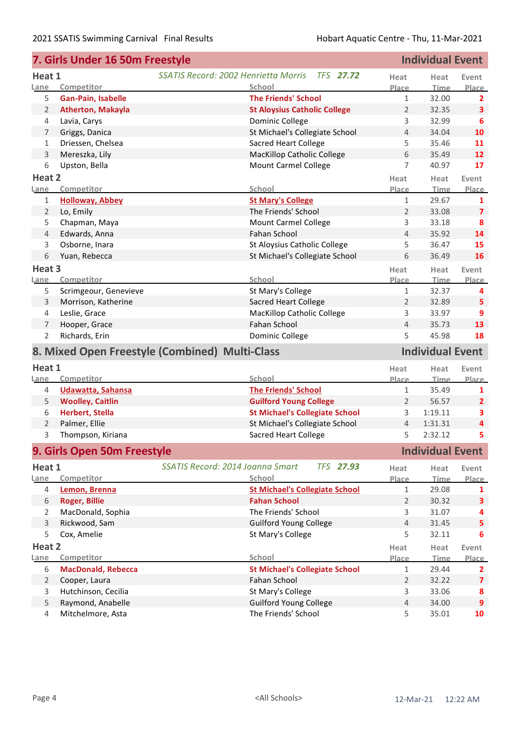## 7. Girls Under 16 50m Freestyle — Individual Event

### Heat 1

*SSATIS Record: 2002 Henrietta Morris TFS **27.72***

| Lane | Competitor | School | Heat Place | Heat Time | Event Place |
|---|---|---|---|---|---|
| 5 | **Gan-Pain, Isabelle** | **The Friends' School** | 1 | 32.00 | 2 |
| 2 | **Atherton, Makayla** | **St Aloysius Catholic College** | 2 | 32.35 | 3 |
| 4 | Lavia, Carys | Dominic College | 3 | 32.99 | 6 |
| 7 | Griggs, Danica | St Michael's Collegiate School | 4 | 34.04 | 10 |
| 1 | Driessen, Chelsea | Sacred Heart College | 5 | 35.46 | 11 |
| 3 | Mereszka, Lily | MacKillop Catholic College | 6 | 35.49 | 12 |
| 6 | Upston, Bella | Mount Carmel College | 7 | 40.97 | 17 |

### Heat 2

| Lane | Competitor | School | Heat Place | Heat Time | Event Place |
|---|---|---|---|---|---|
| 1 | **Holloway, Abbey** | **St Mary's College** | 1 | 29.67 | 1 |
| 2 | Lo, Emily | The Friends' School | 2 | 33.08 | 7 |
| 5 | Chapman, Maya | Mount Carmel College | 3 | 33.18 | 8 |
| 4 | Edwards, Anna | Fahan School | 4 | 35.92 | 14 |
| 3 | Osborne, Inara | St Aloysius Catholic College | 5 | 36.47 | 15 |
| 6 | Yuan, Rebecca | St Michael's Collegiate School | 6 | 36.49 | 16 |

### Heat 3

| Lane | Competitor | School | Heat Place | Heat Time | Event Place |
|---|---|---|---|---|---|
| 5 | Scrimgeour, Genevieve | St Mary's College | 1 | 32.37 | 4 |
| 3 | Morrison, Katherine | Sacred Heart College | 2 | 32.89 | 5 |
| 4 | Leslie, Grace | MacKillop Catholic College | 3 | 33.97 | 9 |
| 7 | Hooper, Grace | Fahan School | 4 | 35.73 | 13 |
| 2 | Richards, Erin | Dominic College | 5 | 45.98 | 18 |

## 8. Mixed Open Freestyle (Combined) Multi-Class — Individual Event

### Heat 1

| Lane | Competitor | School | Heat Place | Heat Time | Event Place |
|---|---|---|---|---|---|
| 4 | **Udawatta, Sahansa** | **The Friends' School** | 1 | 35.49 | 1 |
| 5 | **Woolley, Caitlin** | **Guilford Young College** | 2 | 56.57 | 2 |
| 6 | **Herbert, Stella** | **St Michael's Collegiate School** | 3 | 1:19.11 | 3 |
| 2 | Palmer, Ellie | St Michael's Collegiate School | 4 | 1:31.31 | 4 |
| 3 | Thompson, Kiriana | Sacred Heart College | 5 | 2:32.12 | 5 |

## 9. Girls Open 50m Freestyle — Individual Event

### Heat 1

*SSATIS Record: 2014 Joanna Smart TFS **27.93***

| Lane | Competitor | School | Heat Place | Heat Time | Event Place |
|---|---|---|---|---|---|
| 4 | **Lemon, Brenna** | **St Michael's Collegiate School** | 1 | 29.08 | 1 |
| 6 | **Roger, Billie** | **Fahan School** | 2 | 30.32 | 3 |
| 2 | MacDonald, Sophia | The Friends' School | 3 | 31.07 | 4 |
| 3 | Rickwood, Sam | Guilford Young College | 4 | 31.45 | 5 |
| 5 | Cox, Amelie | St Mary's College | 5 | 32.11 | 6 |

### Heat 2

| Lane | Competitor | School | Heat Place | Heat Time | Event Place |
|---|---|---|---|---|---|
| 6 | **MacDonald, Rebecca** | **St Michael's Collegiate School** | 1 | 29.44 | 2 |
| 2 | Cooper, Laura | Fahan School | 2 | 32.22 | 7 |
| 3 | Hutchinson, Cecilia | St Mary's College | 3 | 33.06 | 8 |
| 5 | Raymond, Anabelle | Guilford Young College | 4 | 34.00 | 9 |
| 4 | Mitchelmore, Asta | The Friends' School | 5 | 35.01 | 10 |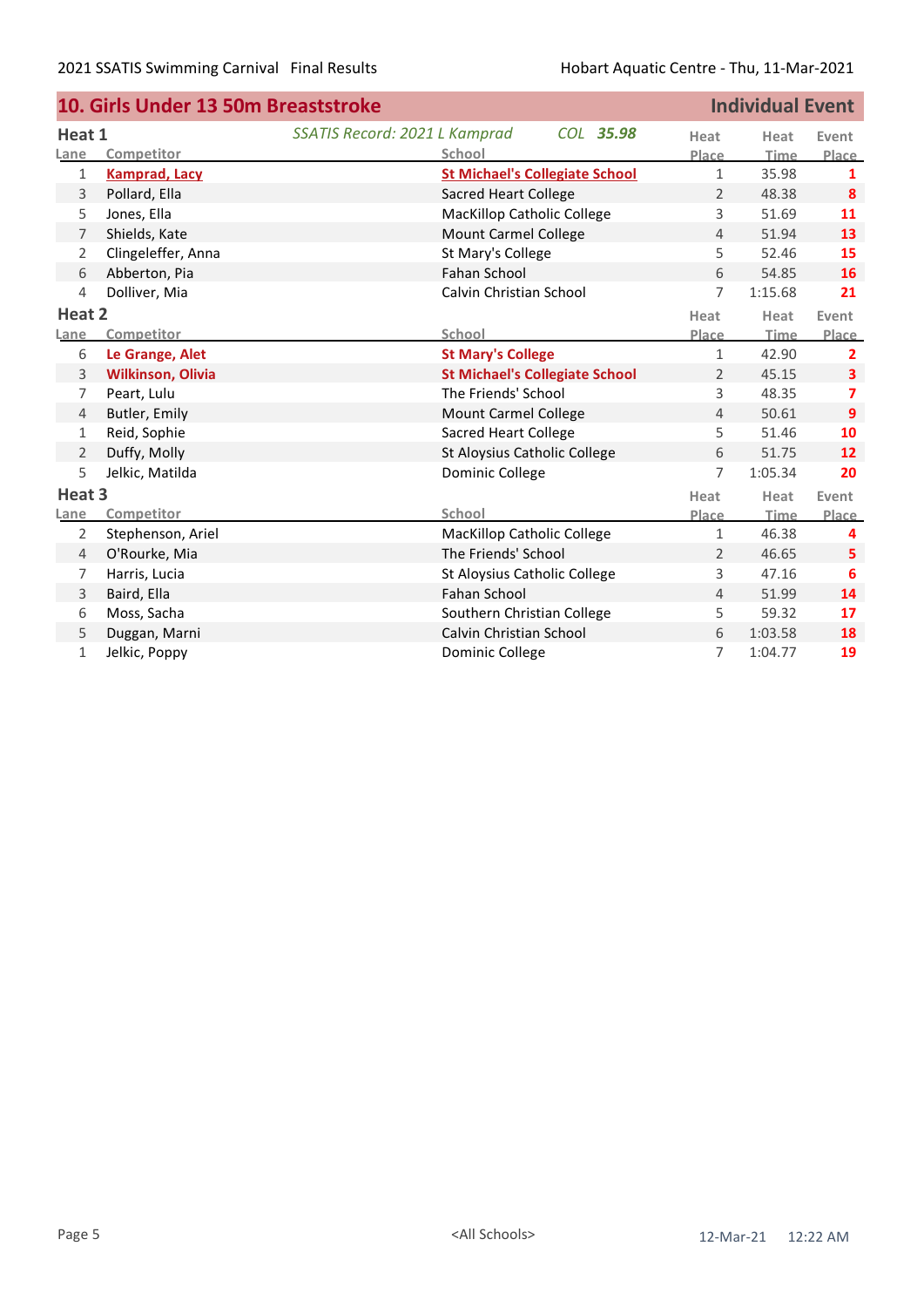## 10. Girls Under 13 50m Breaststroke

**Individual Event**

### Heat 1

*SSATIS Record: 2021 L Kamprad COL* ***35.98***

| Lane | Competitor | School | Heat Place | Heat Time | Event Place |
|---|---|---|---|---|---|
| 1 | **Kamprad, Lacy** | **St Michael's Collegiate School** | 1 | 35.98 | **1** |
| 3 | Pollard, Ella | Sacred Heart College | 2 | 48.38 | **8** |
| 5 | Jones, Ella | MacKillop Catholic College | 3 | 51.69 | **11** |
| 7 | Shields, Kate | Mount Carmel College | 4 | 51.94 | **13** |
| 2 | Clingeleffer, Anna | St Mary's College | 5 | 52.46 | **15** |
| 6 | Abberton, Pia | Fahan School | 6 | 54.85 | **16** |
| 4 | Dolliver, Mia | Calvin Christian School | 7 | 1:15.68 | **21** |

### Heat 2

| Lane | Competitor | School | Heat Place | Heat Time | Event Place |
|---|---|---|---|---|---|
| 6 | **Le Grange, Alet** | **St Mary's College** | 1 | 42.90 | **2** |
| 3 | **Wilkinson, Olivia** | **St Michael's Collegiate School** | 2 | 45.15 | **3** |
| 7 | Peart, Lulu | The Friends' School | 3 | 48.35 | **7** |
| 4 | Butler, Emily | Mount Carmel College | 4 | 50.61 | **9** |
| 1 | Reid, Sophie | Sacred Heart College | 5 | 51.46 | **10** |
| 2 | Duffy, Molly | St Aloysius Catholic College | 6 | 51.75 | **12** |
| 5 | Jelkic, Matilda | Dominic College | 7 | 1:05.34 | **20** |

### Heat 3

| Lane | Competitor | School | Heat Place | Heat Time | Event Place |
|---|---|---|---|---|---|
| 2 | Stephenson, Ariel | MacKillop Catholic College | 1 | 46.38 | **4** |
| 4 | O'Rourke, Mia | The Friends' School | 2 | 46.65 | **5** |
| 7 | Harris, Lucia | St Aloysius Catholic College | 3 | 47.16 | **6** |
| 3 | Baird, Ella | Fahan School | 4 | 51.99 | **14** |
| 6 | Moss, Sacha | Southern Christian College | 5 | 59.32 | **17** |
| 5 | Duggan, Marni | Calvin Christian School | 6 | 1:03.58 | **18** |
| 1 | Jelkic, Poppy | Dominic College | 7 | 1:04.77 | **19** |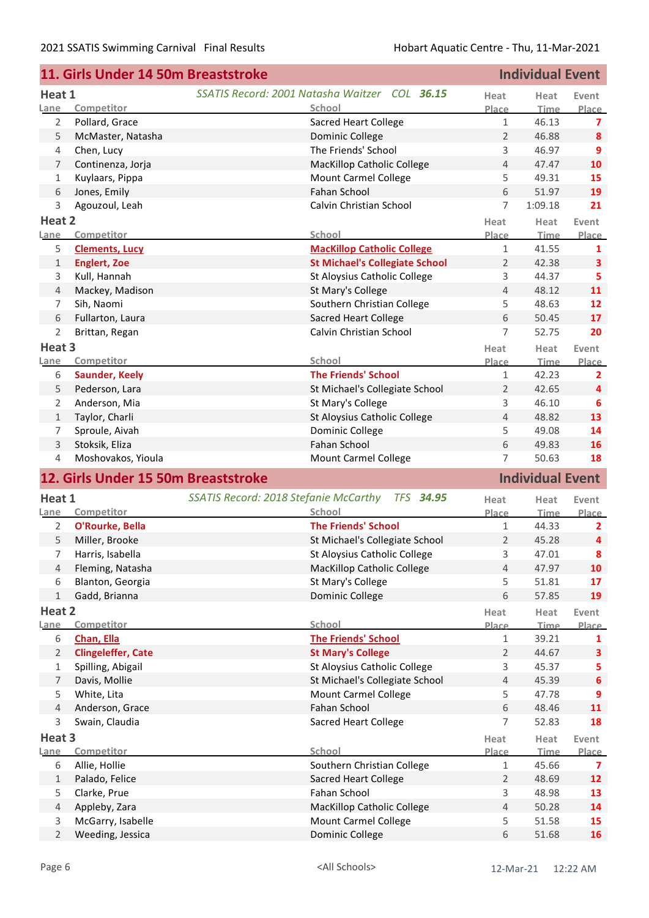## 11. Girls Under 14 50m Breaststroke — Individual Event

### Heat 1

*SSATIS Record: 2001 Natasha Waitzer COL* ***36.15***

| Lane | Competitor | School | Heat Place | Heat Time | Event Place |
|---|---|---|---|---|---|
| 2 | Pollard, Grace | Sacred Heart College | 1 | 46.13 | 7 |
| 5 | McMaster, Natasha | Dominic College | 2 | 46.88 | 8 |
| 4 | Chen, Lucy | The Friends' School | 3 | 46.97 | 9 |
| 7 | Continenza, Jorja | MacKillop Catholic College | 4 | 47.47 | 10 |
| 1 | Kuylaars, Pippa | Mount Carmel College | 5 | 49.31 | 15 |
| 6 | Jones, Emily | Fahan School | 6 | 51.97 | 19 |
| 3 | Agouzoul, Leah | Calvin Christian School | 7 | 1:09.18 | 21 |

### Heat 2

| Lane | Competitor | School | Heat Place | Heat Time | Event Place |
|---|---|---|---|---|---|
| 5 | **Clements, Lucy** | **MacKillop Catholic College** | 1 | 41.55 | 1 |
| 1 | **Englert, Zoe** | **St Michael's Collegiate School** | 2 | 42.38 | 3 |
| 3 | Kull, Hannah | St Aloysius Catholic College | 3 | 44.37 | 5 |
| 4 | Mackey, Madison | St Mary's College | 4 | 48.12 | 11 |
| 7 | Sih, Naomi | Southern Christian College | 5 | 48.63 | 12 |
| 6 | Fullarton, Laura | Sacred Heart College | 6 | 50.45 | 17 |
| 2 | Brittan, Regan | Calvin Christian School | 7 | 52.75 | 20 |

### Heat 3

| Lane | Competitor | School | Heat Place | Heat Time | Event Place |
|---|---|---|---|---|---|
| 6 | **Saunder, Keely** | **The Friends' School** | 1 | 42.23 | 2 |
| 5 | Pederson, Lara | St Michael's Collegiate School | 2 | 42.65 | 4 |
| 2 | Anderson, Mia | St Mary's College | 3 | 46.10 | 6 |
| 1 | Taylor, Charli | St Aloysius Catholic College | 4 | 48.82 | 13 |
| 7 | Sproule, Aivah | Dominic College | 5 | 49.08 | 14 |
| 3 | Stoksik, Eliza | Fahan School | 6 | 49.83 | 16 |
| 4 | Moshovakos, Yioula | Mount Carmel College | 7 | 50.63 | 18 |

## 12. Girls Under 15 50m Breaststroke — Individual Event

### Heat 1

*SSATIS Record: 2018 Stefanie McCarthy TFS* ***34.95***

| Lane | Competitor | School | Heat Place | Heat Time | Event Place |
|---|---|---|---|---|---|
| 2 | **O'Rourke, Bella** | **The Friends' School** | 1 | 44.33 | 2 |
| 5 | Miller, Brooke | St Michael's Collegiate School | 2 | 45.28 | 4 |
| 7 | Harris, Isabella | St Aloysius Catholic College | 3 | 47.01 | 8 |
| 4 | Fleming, Natasha | MacKillop Catholic College | 4 | 47.97 | 10 |
| 6 | Blanton, Georgia | St Mary's College | 5 | 51.81 | 17 |
| 1 | Gadd, Brianna | Dominic College | 6 | 57.85 | 19 |

### Heat 2

| Lane | Competitor | School | Heat Place | Heat Time | Event Place |
|---|---|---|---|---|---|
| 6 | **Chan, Ella** | **The Friends' School** | 1 | 39.21 | 1 |
| 2 | **Clingeleffer, Cate** | **St Mary's College** | 2 | 44.67 | 3 |
| 1 | Spilling, Abigail | St Aloysius Catholic College | 3 | 45.37 | 5 |
| 7 | Davis, Mollie | St Michael's Collegiate School | 4 | 45.39 | 6 |
| 5 | White, Lita | Mount Carmel College | 5 | 47.78 | 9 |
| 4 | Anderson, Grace | Fahan School | 6 | 48.46 | 11 |
| 3 | Swain, Claudia | Sacred Heart College | 7 | 52.83 | 18 |

### Heat 3

| Lane | Competitor | School | Heat Place | Heat Time | Event Place |
|---|---|---|---|---|---|
| 6 | Allie, Hollie | Southern Christian College | 1 | 45.66 | 7 |
| 1 | Palado, Felice | Sacred Heart College | 2 | 48.69 | 12 |
| 5 | Clarke, Prue | Fahan School | 3 | 48.98 | 13 |
| 4 | Appleby, Zara | MacKillop Catholic College | 4 | 50.28 | 14 |
| 3 | McGarry, Isabelle | Mount Carmel College | 5 | 51.58 | 15 |
| 2 | Weeding, Jessica | Dominic College | 6 | 51.68 | 16 |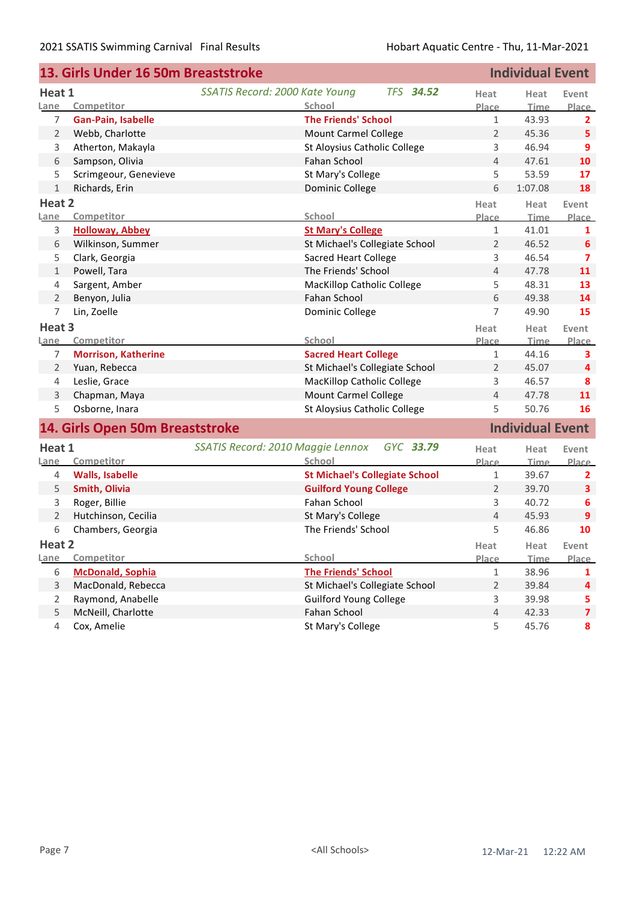## 13. Girls Under 16 50m Breaststroke — Individual Event

### Heat 1

*SSATIS Record: 2000 Kate Young TFS **34.52***

| Lane | Competitor | School | Heat Place | Heat Time | Event Place |
|---|---|---|---|---|---|
| 7 | **Gan-Pain, Isabelle** | **The Friends' School** | 1 | 43.93 | 2 |
| 2 | Webb, Charlotte | Mount Carmel College | 2 | 45.36 | 5 |
| 3 | Atherton, Makayla | St Aloysius Catholic College | 3 | 46.94 | 9 |
| 6 | Sampson, Olivia | Fahan School | 4 | 47.61 | 10 |
| 5 | Scrimgeour, Genevieve | St Mary's College | 5 | 53.59 | 17 |
| 1 | Richards, Erin | Dominic College | 6 | 1:07.08 | 18 |

### Heat 2

| Lane | Competitor | School | Heat Place | Heat Time | Event Place |
|---|---|---|---|---|---|
| 3 | **Holloway, Abbey** | **St Mary's College** | 1 | 41.01 | 1 |
| 6 | Wilkinson, Summer | St Michael's Collegiate School | 2 | 46.52 | 6 |
| 5 | Clark, Georgia | Sacred Heart College | 3 | 46.54 | 7 |
| 1 | Powell, Tara | The Friends' School | 4 | 47.78 | 11 |
| 4 | Sargent, Amber | MacKillop Catholic College | 5 | 48.31 | 13 |
| 2 | Benyon, Julia | Fahan School | 6 | 49.38 | 14 |
| 7 | Lin, Zoelle | Dominic College | 7 | 49.90 | 15 |

### Heat 3

| Lane | Competitor | School | Heat Place | Heat Time | Event Place |
|---|---|---|---|---|---|
| 7 | **Morrison, Katherine** | **Sacred Heart College** | 1 | 44.16 | 3 |
| 2 | Yuan, Rebecca | St Michael's Collegiate School | 2 | 45.07 | 4 |
| 4 | Leslie, Grace | MacKillop Catholic College | 3 | 46.57 | 8 |
| 3 | Chapman, Maya | Mount Carmel College | 4 | 47.78 | 11 |
| 5 | Osborne, Inara | St Aloysius Catholic College | 5 | 50.76 | 16 |

## 14. Girls Open 50m Breaststroke — Individual Event

### Heat 1

*SSATIS Record: 2010 Maggie Lennox GYC **33.79***

| Lane | Competitor | School | Heat Place | Heat Time | Event Place |
|---|---|---|---|---|---|
| 4 | **Walls, Isabelle** | **St Michael's Collegiate School** | 1 | 39.67 | 2 |
| 5 | **Smith, Olivia** | **Guilford Young College** | 2 | 39.70 | 3 |
| 3 | Roger, Billie | Fahan School | 3 | 40.72 | 6 |
| 2 | Hutchinson, Cecilia | St Mary's College | 4 | 45.93 | 9 |
| 6 | Chambers, Georgia | The Friends' School | 5 | 46.86 | 10 |

### Heat 2

| Lane | Competitor | School | Heat Place | Heat Time | Event Place |
|---|---|---|---|---|---|
| 6 | **McDonald, Sophia** | **The Friends' School** | 1 | 38.96 | 1 |
| 3 | MacDonald, Rebecca | St Michael's Collegiate School | 2 | 39.84 | 4 |
| 2 | Raymond, Anabelle | Guilford Young College | 3 | 39.98 | 5 |
| 5 | McNeill, Charlotte | Fahan School | 4 | 42.33 | 7 |
| 4 | Cox, Amelie | St Mary's College | 5 | 45.76 | 8 |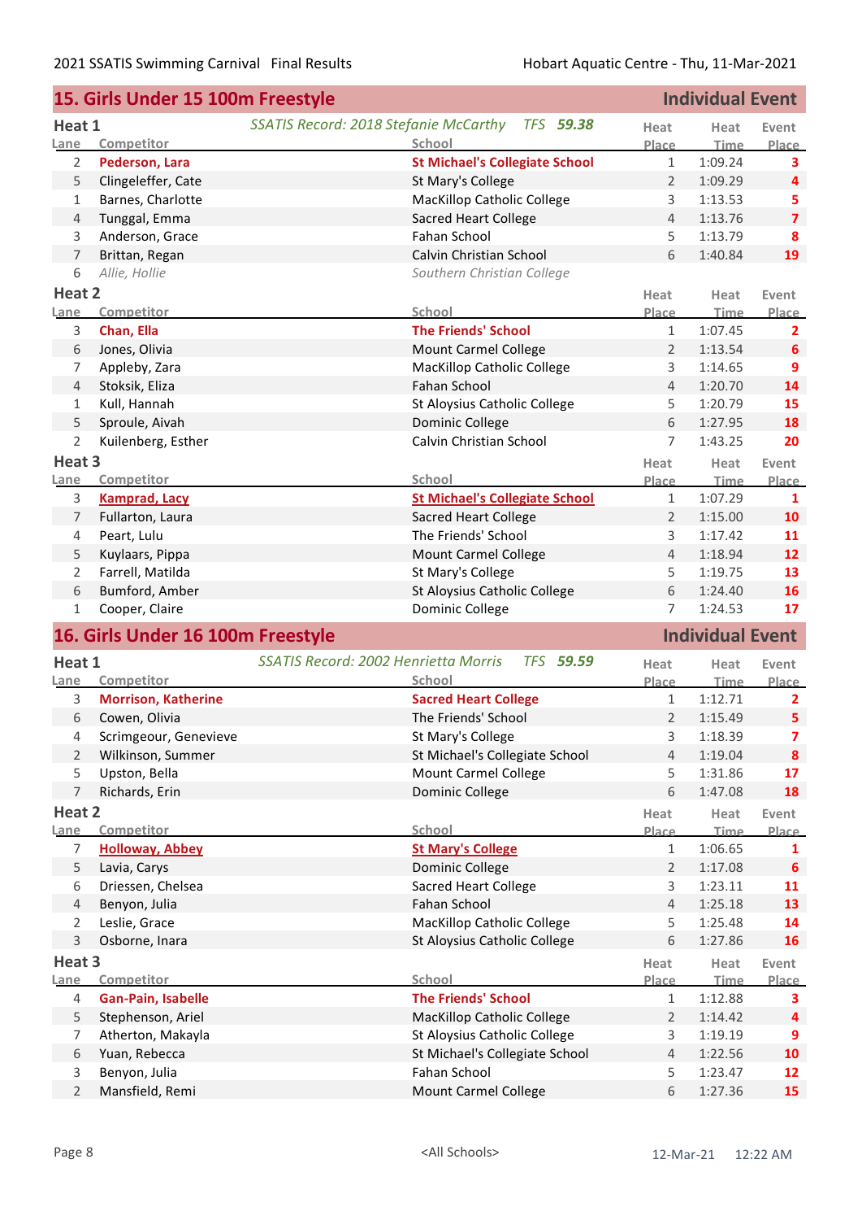## 15. Girls Under 15 100m Freestyle — Individual Event

### Heat 1

*SSATIS Record: 2018 Stefanie McCarthy TFS* ***59.38***

| Lane | Competitor | School | Heat Place | Heat Time | Event Place |
|---|---|---|---|---|---|
| 2 | **Pederson, Lara** | **St Michael's Collegiate School** | 1 | 1:09.24 | 3 |
| 5 | Clingeleffer, Cate | St Mary's College | 2 | 1:09.29 | 4 |
| 1 | Barnes, Charlotte | MacKillop Catholic College | 3 | 1:13.53 | 5 |
| 4 | Tunggal, Emma | Sacred Heart College | 4 | 1:13.76 | 7 |
| 3 | Anderson, Grace | Fahan School | 5 | 1:13.79 | 8 |
| 7 | Brittan, Regan | Calvin Christian School | 6 | 1:40.84 | 19 |
| 6 | *Allie, Hollie* | *Southern Christian College* | | | |

### Heat 2

| Lane | Competitor | School | Heat Place | Heat Time | Event Place |
|---|---|---|---|---|---|
| 3 | **Chan, Ella** | **The Friends' School** | 1 | 1:07.45 | 2 |
| 6 | Jones, Olivia | Mount Carmel College | 2 | 1:13.54 | 6 |
| 7 | Appleby, Zara | MacKillop Catholic College | 3 | 1:14.65 | 9 |
| 4 | Stoksik, Eliza | Fahan School | 4 | 1:20.70 | 14 |
| 1 | Kull, Hannah | St Aloysius Catholic College | 5 | 1:20.79 | 15 |
| 5 | Sproule, Aivah | Dominic College | 6 | 1:27.95 | 18 |
| 2 | Kuilenberg, Esther | Calvin Christian School | 7 | 1:43.25 | 20 |

### Heat 3

| Lane | Competitor | School | Heat Place | Heat Time | Event Place |
|---|---|---|---|---|---|
| 3 | **Kamprad, Lacy** | **St Michael's Collegiate School** | 1 | 1:07.29 | 1 |
| 7 | Fullarton, Laura | Sacred Heart College | 2 | 1:15.00 | 10 |
| 4 | Peart, Lulu | The Friends' School | 3 | 1:17.42 | 11 |
| 5 | Kuylaars, Pippa | Mount Carmel College | 4 | 1:18.94 | 12 |
| 2 | Farrell, Matilda | St Mary's College | 5 | 1:19.75 | 13 |
| 6 | Bumford, Amber | St Aloysius Catholic College | 6 | 1:24.40 | 16 |
| 1 | Cooper, Claire | Dominic College | 7 | 1:24.53 | 17 |

## 16. Girls Under 16 100m Freestyle — Individual Event

### Heat 1

*SSATIS Record: 2002 Henrietta Morris TFS* ***59.59***

| Lane | Competitor | School | Heat Place | Heat Time | Event Place |
|---|---|---|---|---|---|
| 3 | **Morrison, Katherine** | **Sacred Heart College** | 1 | 1:12.71 | 2 |
| 6 | Cowen, Olivia | The Friends' School | 2 | 1:15.49 | 5 |
| 4 | Scrimgeour, Genevieve | St Mary's College | 3 | 1:18.39 | 7 |
| 2 | Wilkinson, Summer | St Michael's Collegiate School | 4 | 1:19.04 | 8 |
| 5 | Upston, Bella | Mount Carmel College | 5 | 1:31.86 | 17 |
| 7 | Richards, Erin | Dominic College | 6 | 1:47.08 | 18 |

### Heat 2

| Lane | Competitor | School | Heat Place | Heat Time | Event Place |
|---|---|---|---|---|---|
| 7 | **Holloway, Abbey** | **St Mary's College** | 1 | 1:06.65 | 1 |
| 5 | Lavia, Carys | Dominic College | 2 | 1:17.08 | 6 |
| 6 | Driessen, Chelsea | Sacred Heart College | 3 | 1:23.11 | 11 |
| 4 | Benyon, Julia | Fahan School | 4 | 1:25.18 | 13 |
| 2 | Leslie, Grace | MacKillop Catholic College | 5 | 1:25.48 | 14 |
| 3 | Osborne, Inara | St Aloysius Catholic College | 6 | 1:27.86 | 16 |

### Heat 3

| Lane | Competitor | School | Heat Place | Heat Time | Event Place |
|---|---|---|---|---|---|
| 4 | **Gan-Pain, Isabelle** | **The Friends' School** | 1 | 1:12.88 | 3 |
| 5 | Stephenson, Ariel | MacKillop Catholic College | 2 | 1:14.42 | 4 |
| 7 | Atherton, Makayla | St Aloysius Catholic College | 3 | 1:19.19 | 9 |
| 6 | Yuan, Rebecca | St Michael's Collegiate School | 4 | 1:22.56 | 10 |
| 3 | Benyon, Julia | Fahan School | 5 | 1:23.47 | 12 |
| 2 | Mansfield, Remi | Mount Carmel College | 6 | 1:27.36 | 15 |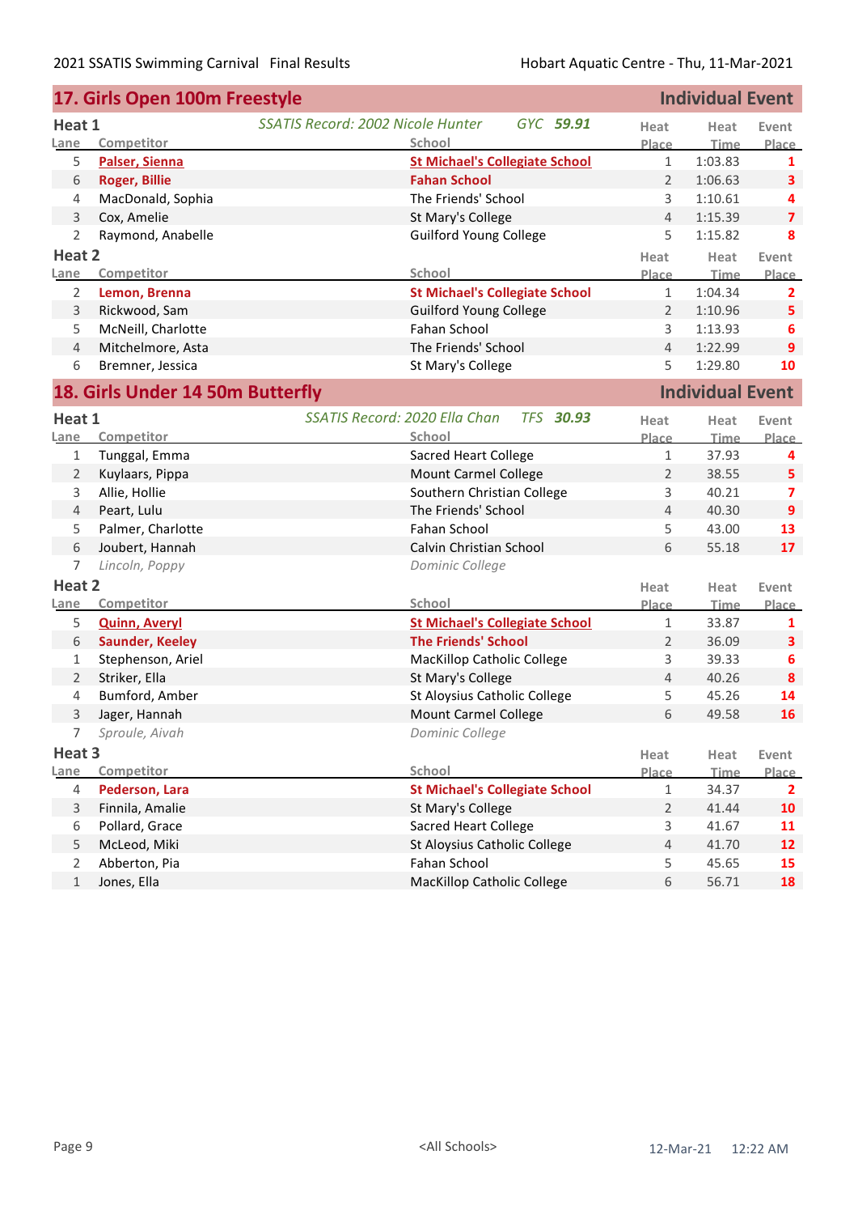## 17. Girls Open 100m Freestyle

**Individual Event**

*SSATIS Record: 2002 Nicole Hunter GYC* ***59.91***

### Heat 1

| Lane | Competitor | School | Heat Place | Heat Time | Event Place |
|---|---|---|---|---|---|
| 5 | **Palser, Sienna** | **St Michael's Collegiate School** | 1 | 1:03.83 | 1 |
| 6 | **Roger, Billie** | **Fahan School** | 2 | 1:06.63 | 3 |
| 4 | MacDonald, Sophia | The Friends' School | 3 | 1:10.61 | 4 |
| 3 | Cox, Amelie | St Mary's College | 4 | 1:15.39 | 7 |
| 2 | Raymond, Anabelle | Guilford Young College | 5 | 1:15.82 | 8 |

### Heat 2

| Lane | Competitor | School | Heat Place | Heat Time | Event Place |
|---|---|---|---|---|---|
| 2 | **Lemon, Brenna** | **St Michael's Collegiate School** | 1 | 1:04.34 | 2 |
| 3 | Rickwood, Sam | Guilford Young College | 2 | 1:10.96 | 5 |
| 5 | McNeill, Charlotte | Fahan School | 3 | 1:13.93 | 6 |
| 4 | Mitchelmore, Asta | The Friends' School | 4 | 1:22.99 | 9 |
| 6 | Bremner, Jessica | St Mary's College | 5 | 1:29.80 | 10 |

## 18. Girls Under 14 50m Butterfly

**Individual Event**

*SSATIS Record: 2020 Ella Chan TFS* ***30.93***

### Heat 1

| Lane | Competitor | School | Heat Place | Heat Time | Event Place |
|---|---|---|---|---|---|
| 1 | Tunggal, Emma | Sacred Heart College | 1 | 37.93 | 4 |
| 2 | Kuylaars, Pippa | Mount Carmel College | 2 | 38.55 | 5 |
| 3 | Allie, Hollie | Southern Christian College | 3 | 40.21 | 7 |
| 4 | Peart, Lulu | The Friends' School | 4 | 40.30 | 9 |
| 5 | Palmer, Charlotte | Fahan School | 5 | 43.00 | 13 |
| 6 | Joubert, Hannah | Calvin Christian School | 6 | 55.18 | 17 |
| 7 | *Lincoln, Poppy* | *Dominic College* | | | |

### Heat 2

| Lane | Competitor | School | Heat Place | Heat Time | Event Place |
|---|---|---|---|---|---|
| 5 | **Quinn, Averyl** | **St Michael's Collegiate School** | 1 | 33.87 | 1 |
| 6 | **Saunder, Keeley** | **The Friends' School** | 2 | 36.09 | 3 |
| 1 | Stephenson, Ariel | MacKillop Catholic College | 3 | 39.33 | 6 |
| 2 | Striker, Ella | St Mary's College | 4 | 40.26 | 8 |
| 4 | Bumford, Amber | St Aloysius Catholic College | 5 | 45.26 | 14 |
| 3 | Jager, Hannah | Mount Carmel College | 6 | 49.58 | 16 |
| 7 | *Sproule, Aivah* | *Dominic College* | | | |

### Heat 3

| Lane | Competitor | School | Heat Place | Heat Time | Event Place |
|---|---|---|---|---|---|
| 4 | **Pederson, Lara** | **St Michael's Collegiate School** | 1 | 34.37 | 2 |
| 3 | Finnila, Amalie | St Mary's College | 2 | 41.44 | 10 |
| 6 | Pollard, Grace | Sacred Heart College | 3 | 41.67 | 11 |
| 5 | McLeod, Miki | St Aloysius Catholic College | 4 | 41.70 | 12 |
| 2 | Abberton, Pia | Fahan School | 5 | 45.65 | 15 |
| 1 | Jones, Ella | MacKillop Catholic College | 6 | 56.71 | 18 |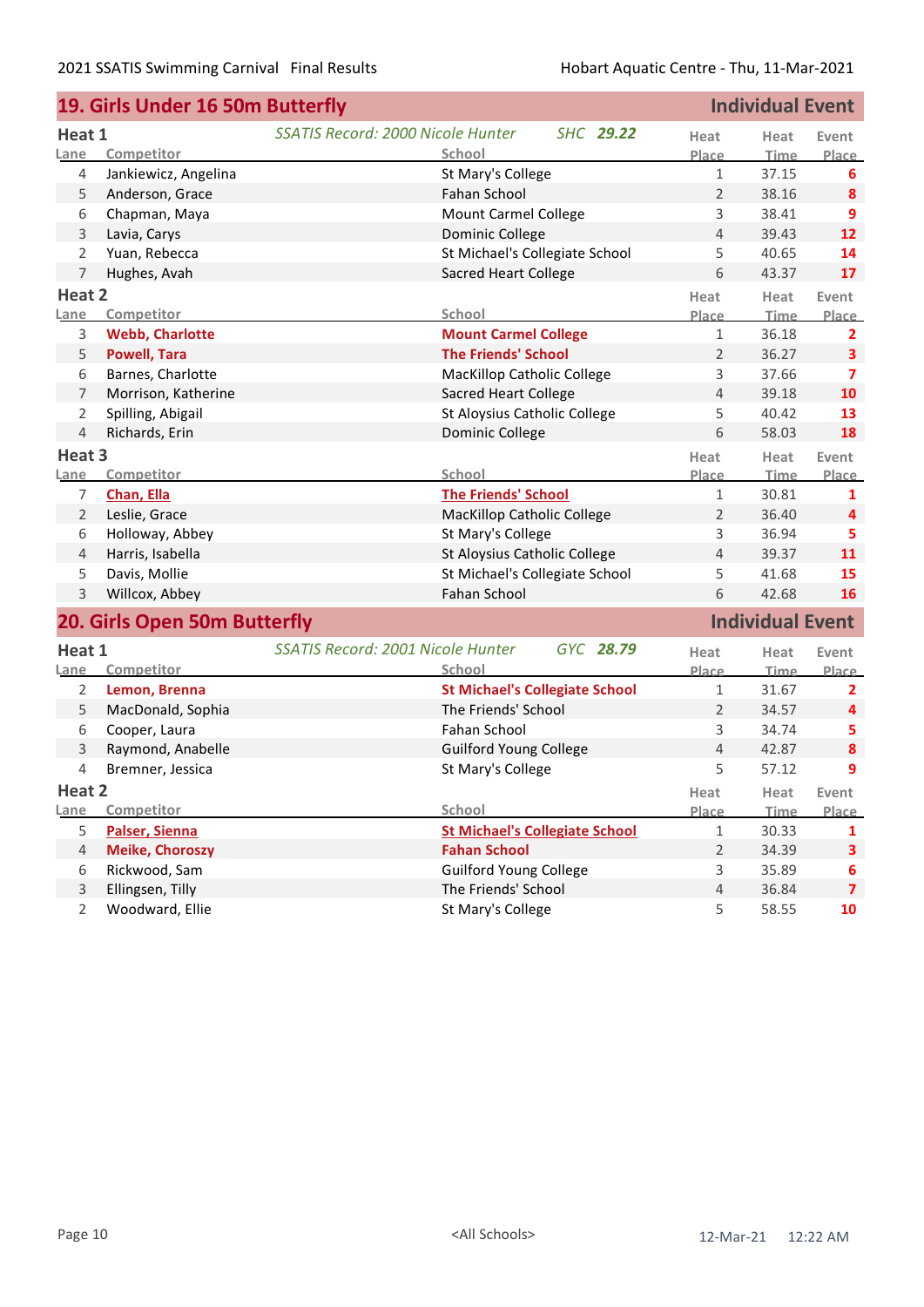## 19. Girls Under 16 50m Butterfly — Individual Event

### Heat 1

*SSATIS Record: 2000 Nicole Hunter SHC 29.22*

| Lane | Competitor | School | Heat Place | Heat Time | Event Place |
|---|---|---|---|---|---|
| 4 | Jankiewicz, Angelina | St Mary's College | 1 | 37.15 | 6 |
| 5 | Anderson, Grace | Fahan School | 2 | 38.16 | 8 |
| 6 | Chapman, Maya | Mount Carmel College | 3 | 38.41 | 9 |
| 3 | Lavia, Carys | Dominic College | 4 | 39.43 | 12 |
| 2 | Yuan, Rebecca | St Michael's Collegiate School | 5 | 40.65 | 14 |
| 7 | Hughes, Avah | Sacred Heart College | 6 | 43.37 | 17 |

### Heat 2

| Lane | Competitor | School | Heat Place | Heat Time | Event Place |
|---|---|---|---|---|---|
| 3 | **Webb, Charlotte** | **Mount Carmel College** | 1 | 36.18 | 2 |
| 5 | **Powell, Tara** | **The Friends' School** | 2 | 36.27 | 3 |
| 6 | Barnes, Charlotte | MacKillop Catholic College | 3 | 37.66 | 7 |
| 7 | Morrison, Katherine | Sacred Heart College | 4 | 39.18 | 10 |
| 2 | Spilling, Abigail | St Aloysius Catholic College | 5 | 40.42 | 13 |
| 4 | Richards, Erin | Dominic College | 6 | 58.03 | 18 |

### Heat 3

| Lane | Competitor | School | Heat Place | Heat Time | Event Place |
|---|---|---|---|---|---|
| 7 | **Chan, Ella** | **The Friends' School** | 1 | 30.81 | 1 |
| 2 | Leslie, Grace | MacKillop Catholic College | 2 | 36.40 | 4 |
| 6 | Holloway, Abbey | St Mary's College | 3 | 36.94 | 5 |
| 4 | Harris, Isabella | St Aloysius Catholic College | 4 | 39.37 | 11 |
| 5 | Davis, Mollie | St Michael's Collegiate School | 5 | 41.68 | 15 |
| 3 | Willcox, Abbey | Fahan School | 6 | 42.68 | 16 |

## 20. Girls Open 50m Butterfly — Individual Event

### Heat 1

*SSATIS Record: 2001 Nicole Hunter GYC 28.79*

| Lane | Competitor | School | Heat Place | Heat Time | Event Place |
|---|---|---|---|---|---|
| 2 | **Lemon, Brenna** | **St Michael's Collegiate School** | 1 | 31.67 | 2 |
| 5 | MacDonald, Sophia | The Friends' School | 2 | 34.57 | 4 |
| 6 | Cooper, Laura | Fahan School | 3 | 34.74 | 5 |
| 3 | Raymond, Anabelle | Guilford Young College | 4 | 42.87 | 8 |
| 4 | Bremner, Jessica | St Mary's College | 5 | 57.12 | 9 |

### Heat 2

| Lane | Competitor | School | Heat Place | Heat Time | Event Place |
|---|---|---|---|---|---|
| 5 | **Palser, Sienna** | **St Michael's Collegiate School** | 1 | 30.33 | 1 |
| 4 | **Meike, Choroszy** | **Fahan School** | 2 | 34.39 | 3 |
| 6 | Rickwood, Sam | Guilford Young College | 3 | 35.89 | 6 |
| 3 | Ellingsen, Tilly | The Friends' School | 4 | 36.84 | 7 |
| 2 | Woodward, Ellie | St Mary's College | 5 | 58.55 | 10 |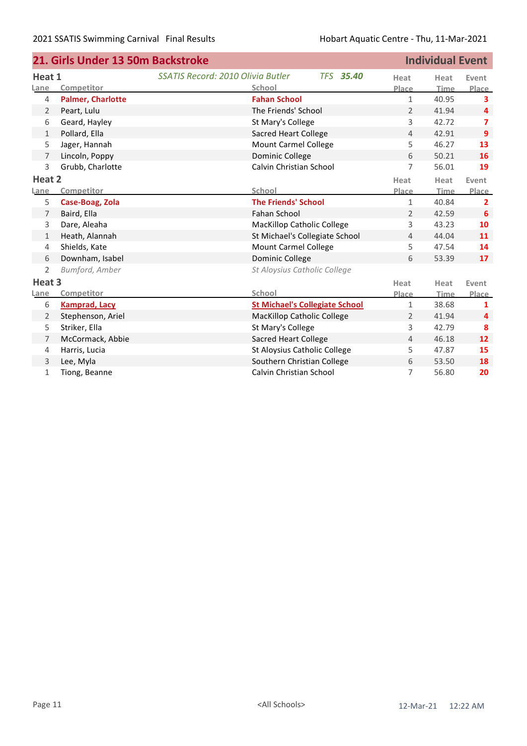## 21. Girls Under 13 50m Backstroke — Individual Event

### Heat 1

*SSATIS Record: 2010 Olivia Butler — TFS **35.40***

| Lane | Competitor | School | Heat Place | Heat Time | Event Place |
|---|---|---|---|---|---|
| 4 | **Palmer, Charlotte** | **Fahan School** | 1 | 40.95 | **3** |
| 2 | Peart, Lulu | The Friends' School | 2 | 41.94 | **4** |
| 6 | Geard, Hayley | St Mary's College | 3 | 42.72 | **7** |
| 1 | Pollard, Ella | Sacred Heart College | 4 | 42.91 | **9** |
| 5 | Jager, Hannah | Mount Carmel College | 5 | 46.27 | **13** |
| 7 | Lincoln, Poppy | Dominic College | 6 | 50.21 | **16** |
| 3 | Grubb, Charlotte | Calvin Christian School | 7 | 56.01 | **19** |

### Heat 2

| Lane | Competitor | School | Heat Place | Heat Time | Event Place |
|---|---|---|---|---|---|
| 5 | **Case-Boag, Zola** | **The Friends' School** | 1 | 40.84 | **2** |
| 7 | Baird, Ella | Fahan School | 2 | 42.59 | **6** |
| 3 | Dare, Aleaha | MacKillop Catholic College | 3 | 43.23 | **10** |
| 1 | Heath, Alannah | St Michael's Collegiate School | 4 | 44.04 | **11** |
| 4 | Shields, Kate | Mount Carmel College | 5 | 47.54 | **14** |
| 6 | Downham, Isabel | Dominic College | 6 | 53.39 | **17** |
| 2 | *Bumford, Amber* | *St Aloysius Catholic College* | | | |

### Heat 3

| Lane | Competitor | School | Heat Place | Heat Time | Event Place |
|---|---|---|---|---|---|
| 6 | **Kamprad, Lacy** | **St Michael's Collegiate School** | 1 | 38.68 | **1** |
| 2 | Stephenson, Ariel | MacKillop Catholic College | 2 | 41.94 | **4** |
| 5 | Striker, Ella | St Mary's College | 3 | 42.79 | **8** |
| 7 | McCormack, Abbie | Sacred Heart College | 4 | 46.18 | **12** |
| 4 | Harris, Lucia | St Aloysius Catholic College | 5 | 47.87 | **15** |
| 3 | Lee, Myla | Southern Christian College | 6 | 53.50 | **18** |
| 1 | Tiong, Beanne | Calvin Christian School | 7 | 56.80 | **20** |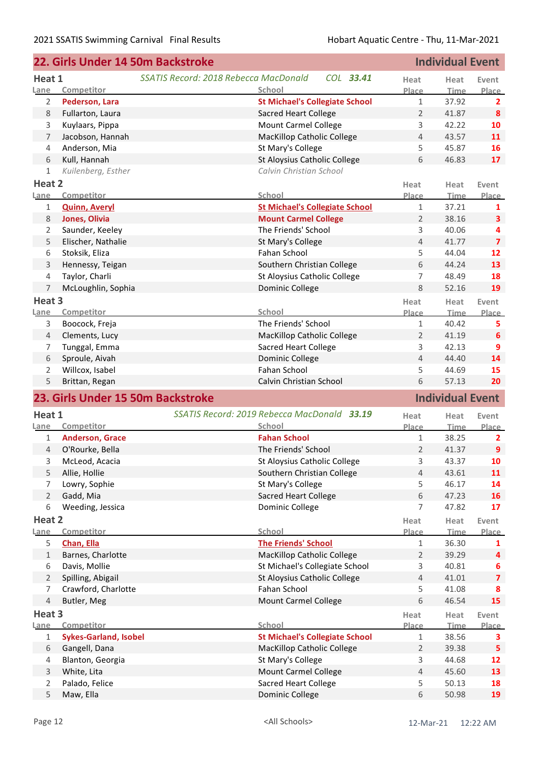## 22. Girls Under 14 50m Backstroke — Individual Event

### Heat 1

*SSATIS Record: 2018 Rebecca MacDonald COL* ***33.41***

| Lane | Competitor | School | Heat Place | Heat Time | Event Place |
|---|---|---|---|---|---|
| 2 | **Pederson, Lara** | **St Michael's Collegiate School** | 1 | 37.92 | **2** |
| 8 | Fullarton, Laura | Sacred Heart College | 2 | 41.87 | **8** |
| 3 | Kuylaars, Pippa | Mount Carmel College | 3 | 42.22 | **10** |
| 7 | Jacobson, Hannah | MacKillop Catholic College | 4 | 43.57 | **11** |
| 4 | Anderson, Mia | St Mary's College | 5 | 45.87 | **16** |
| 6 | Kull, Hannah | St Aloysius Catholic College | 6 | 46.83 | **17** |
| 1 | *Kuilenberg, Esther* | *Calvin Christian School* | | | |

### Heat 2

| Lane | Competitor | School | Heat Place | Heat Time | Event Place |
|---|---|---|---|---|---|
| 1 | **Quinn, Averyl** | **St Michael's Collegiate School** | 1 | 37.21 | **1** |
| 8 | **Jones, Olivia** | **Mount Carmel College** | 2 | 38.16 | **3** |
| 2 | Saunder, Keeley | The Friends' School | 3 | 40.06 | **4** |
| 5 | Elischer, Nathalie | St Mary's College | 4 | 41.77 | **7** |
| 6 | Stoksik, Eliza | Fahan School | 5 | 44.04 | **12** |
| 3 | Hennessy, Teigan | Southern Christian College | 6 | 44.24 | **13** |
| 4 | Taylor, Charli | St Aloysius Catholic College | 7 | 48.49 | **18** |
| 7 | McLoughlin, Sophia | Dominic College | 8 | 52.16 | **19** |

### Heat 3

| Lane | Competitor | School | Heat Place | Heat Time | Event Place |
|---|---|---|---|---|---|
| 3 | Boocock, Freja | The Friends' School | 1 | 40.42 | **5** |
| 4 | Clements, Lucy | MacKillop Catholic College | 2 | 41.19 | **6** |
| 7 | Tunggal, Emma | Sacred Heart College | 3 | 42.13 | **9** |
| 6 | Sproule, Aivah | Dominic College | 4 | 44.40 | **14** |
| 2 | Willcox, Isabel | Fahan School | 5 | 44.69 | **15** |
| 5 | Brittan, Regan | Calvin Christian School | 6 | 57.13 | **20** |

## 23. Girls Under 15 50m Backstroke — Individual Event

### Heat 1

*SSATIS Record: 2019 Rebecca MacDonald* ***33.19***

| Lane | Competitor | School | Heat Place | Heat Time | Event Place |
|---|---|---|---|---|---|
| 1 | **Anderson, Grace** | **Fahan School** | 1 | 38.25 | **2** |
| 4 | O'Rourke, Bella | The Friends' School | 2 | 41.37 | **9** |
| 3 | McLeod, Acacia | St Aloysius Catholic College | 3 | 43.37 | **10** |
| 5 | Allie, Hollie | Southern Christian College | 4 | 43.61 | **11** |
| 7 | Lowry, Sophie | St Mary's College | 5 | 46.17 | **14** |
| 2 | Gadd, Mia | Sacred Heart College | 6 | 47.23 | **16** |
| 6 | Weeding, Jessica | Dominic College | 7 | 47.82 | **17** |

### Heat 2

| Lane | Competitor | School | Heat Place | Heat Time | Event Place |
|---|---|---|---|---|---|
| 5 | **Chan, Ella** | **The Friends' School** | 1 | 36.30 | **1** |
| 1 | Barnes, Charlotte | MacKillop Catholic College | 2 | 39.29 | **4** |
| 6 | Davis, Mollie | St Michael's Collegiate School | 3 | 40.81 | **6** |
| 2 | Spilling, Abigail | St Aloysius Catholic College | 4 | 41.01 | **7** |
| 7 | Crawford, Charlotte | Fahan School | 5 | 41.08 | **8** |
| 4 | Butler, Meg | Mount Carmel College | 6 | 46.54 | **15** |

### Heat 3

| Lane | Competitor | School | Heat Place | Heat Time | Event Place |
|---|---|---|---|---|---|
| 1 | **Sykes-Garland, Isobel** | **St Michael's Collegiate School** | 1 | 38.56 | **3** |
| 6 | Gangell, Dana | MacKillop Catholic College | 2 | 39.38 | **5** |
| 4 | Blanton, Georgia | St Mary's College | 3 | 44.68 | **12** |
| 3 | White, Lita | Mount Carmel College | 4 | 45.60 | **13** |
| 2 | Palado, Felice | Sacred Heart College | 5 | 50.13 | **18** |
| 5 | Maw, Ella | Dominic College | 6 | 50.98 | **19** |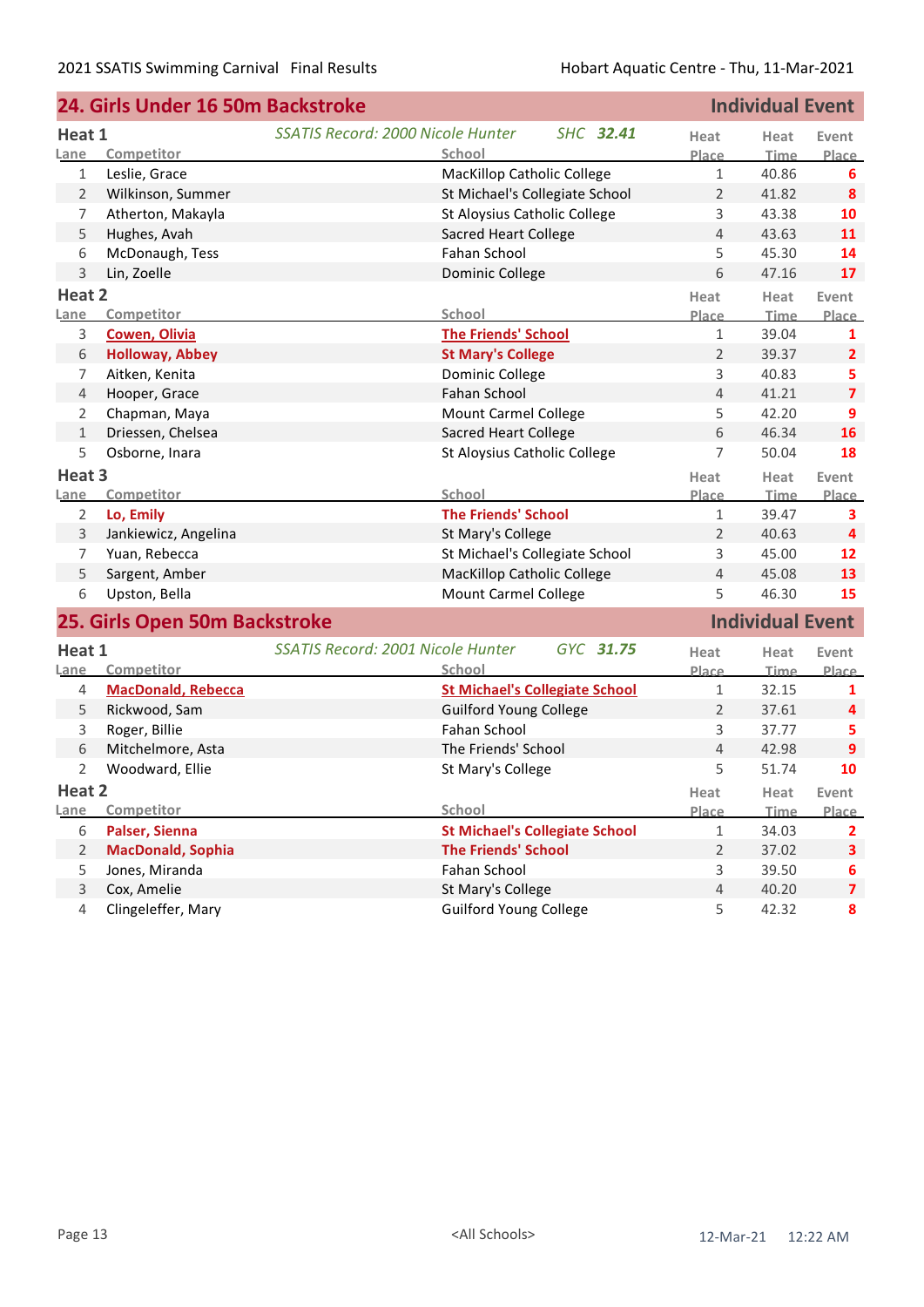## 24. Girls Under 16 50m Backstroke — Individual Event

### Heat 1

*SSATIS Record: 2000 Nicole Hunter SHC* ***32.41***

| Lane | Competitor | School | Heat Place | Heat Time | Event Place |
|---|---|---|---|---|---|
| 1 | Leslie, Grace | MacKillop Catholic College | 1 | 40.86 | 6 |
| 2 | Wilkinson, Summer | St Michael's Collegiate School | 2 | 41.82 | 8 |
| 7 | Atherton, Makayla | St Aloysius Catholic College | 3 | 43.38 | 10 |
| 5 | Hughes, Avah | Sacred Heart College | 4 | 43.63 | 11 |
| 6 | McDonaugh, Tess | Fahan School | 5 | 45.30 | 14 |
| 3 | Lin, Zoelle | Dominic College | 6 | 47.16 | 17 |

### Heat 2

| Lane | Competitor | School | Heat Place | Heat Time | Event Place |
|---|---|---|---|---|---|
| 3 | **Cowen, Olivia** | **The Friends' School** | 1 | 39.04 | 1 |
| 6 | **Holloway, Abbey** | **St Mary's College** | 2 | 39.37 | 2 |
| 7 | Aitken, Kenita | Dominic College | 3 | 40.83 | 5 |
| 4 | Hooper, Grace | Fahan School | 4 | 41.21 | 7 |
| 2 | Chapman, Maya | Mount Carmel College | 5 | 42.20 | 9 |
| 1 | Driessen, Chelsea | Sacred Heart College | 6 | 46.34 | 16 |
| 5 | Osborne, Inara | St Aloysius Catholic College | 7 | 50.04 | 18 |

### Heat 3

| Lane | Competitor | School | Heat Place | Heat Time | Event Place |
|---|---|---|---|---|---|
| 2 | **Lo, Emily** | **The Friends' School** | 1 | 39.47 | 3 |
| 3 | Jankiewicz, Angelina | St Mary's College | 2 | 40.63 | 4 |
| 7 | Yuan, Rebecca | St Michael's Collegiate School | 3 | 45.00 | 12 |
| 5 | Sargent, Amber | MacKillop Catholic College | 4 | 45.08 | 13 |
| 6 | Upston, Bella | Mount Carmel College | 5 | 46.30 | 15 |

## 25. Girls Open 50m Backstroke — Individual Event

### Heat 1

*SSATIS Record: 2001 Nicole Hunter GYC* ***31.75***

| Lane | Competitor | School | Heat Place | Heat Time | Event Place |
|---|---|---|---|---|---|
| 4 | **MacDonald, Rebecca** | **St Michael's Collegiate School** | 1 | 32.15 | 1 |
| 5 | Rickwood, Sam | Guilford Young College | 2 | 37.61 | 4 |
| 3 | Roger, Billie | Fahan School | 3 | 37.77 | 5 |
| 6 | Mitchelmore, Asta | The Friends' School | 4 | 42.98 | 9 |
| 2 | Woodward, Ellie | St Mary's College | 5 | 51.74 | 10 |

### Heat 2

| Lane | Competitor | School | Heat Place | Heat Time | Event Place |
|---|---|---|---|---|---|
| 6 | **Palser, Sienna** | **St Michael's Collegiate School** | 1 | 34.03 | 2 |
| 2 | **MacDonald, Sophia** | **The Friends' School** | 2 | 37.02 | 3 |
| 5 | Jones, Miranda | Fahan School | 3 | 39.50 | 6 |
| 3 | Cox, Amelie | St Mary's College | 4 | 40.20 | 7 |
| 4 | Clingeleffer, Mary | Guilford Young College | 5 | 42.32 | 8 |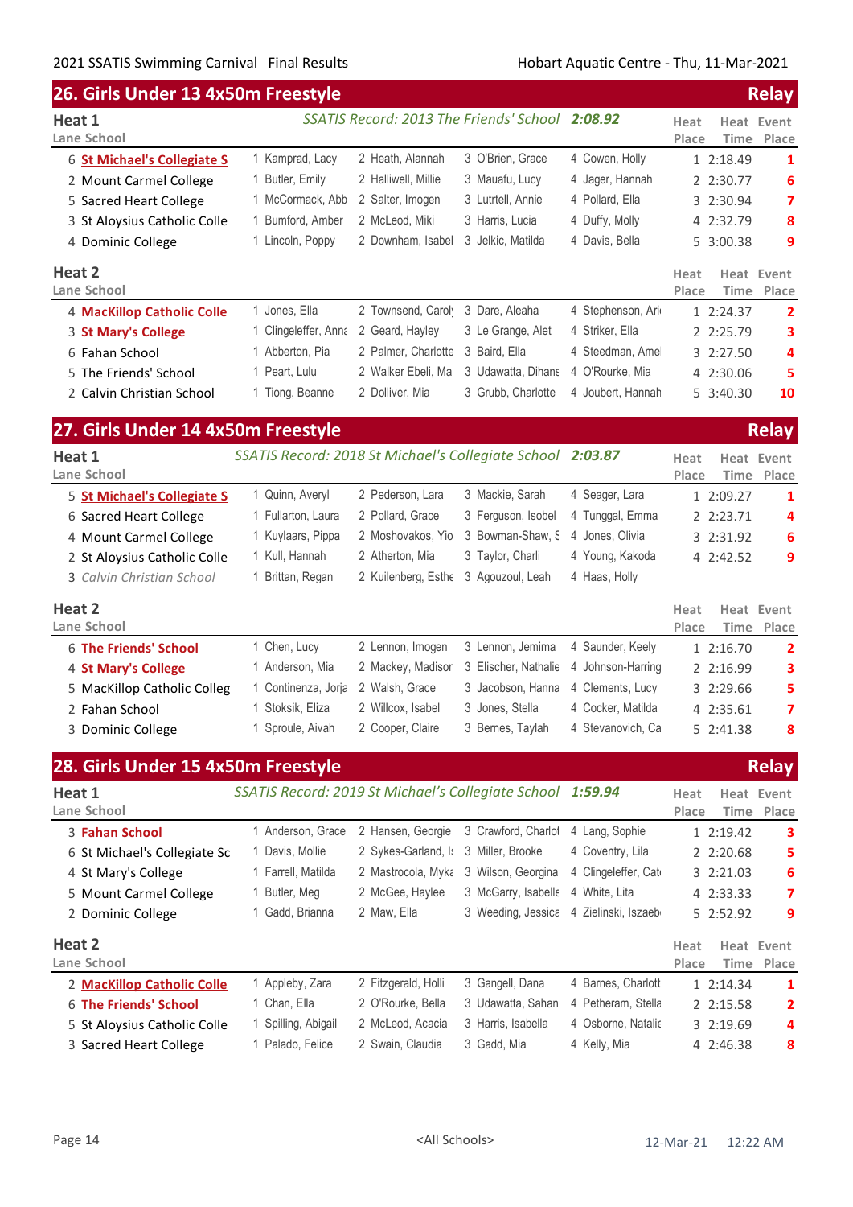## 26. Girls Under 13 4x50m Freestyle — Relay

### Heat 1

*SSATIS Record: 2013 The Friends' School* **2:08.92**

| Lane | School | | | | | Heat Place | Heat Time | Event Place |
|---|---|---|---|---|---|---|---|---|
| 6 | **St Michael's Collegiate S** | 1 Kamprad, Lacy | 2 Heath, Alannah | 3 O'Brien, Grace | 4 Cowen, Holly | 1 | 2:18.49 | 1 |
| 2 | Mount Carmel College | 1 Butler, Emily | 2 Halliwell, Millie | 3 Mauafu, Lucy | 4 Jager, Hannah | 2 | 2:30.77 | 6 |
| 5 | Sacred Heart College | 1 McCormack, Abb | 2 Salter, Imogen | 3 Lutrtell, Annie | 4 Pollard, Ella | 3 | 2:30.94 | 7 |
| 3 | St Aloysius Catholic Colle | 1 Bumford, Amber | 2 McLeod, Miki | 3 Harris, Lucia | 4 Duffy, Molly | 4 | 2:32.79 | 8 |
| 4 | Dominic College | 1 Lincoln, Poppy | 2 Downham, Isabel | 3 Jelkic, Matilda | 4 Davis, Bella | 5 | 3:00.38 | 9 |

### Heat 2

| Lane | School | | | | | Heat Place | Heat Time | Event Place |
|---|---|---|---|---|---|---|---|---|
| 4 | **MacKillop Catholic Colle** | 1 Jones, Ella | 2 Townsend, Carol | 3 Dare, Aleaha | 4 Stephenson, Ari | 1 | 2:24.37 | 2 |
| 3 | **St Mary's College** | 1 Clingeleffer, Anna | 2 Geard, Hayley | 3 Le Grange, Alet | 4 Striker, Ella | 2 | 2:25.79 | 3 |
| 6 | Fahan School | 1 Abberton, Pia | 2 Palmer, Charlotte | 3 Baird, Ella | 4 Steedman, Ame | 3 | 2:27.50 | 4 |
| 5 | The Friends' School | 1 Peart, Lulu | 2 Walker Ebeli, Ma | 3 Udawatta, Dihans | 4 O'Rourke, Mia | 4 | 2:30.06 | 5 |
| 2 | Calvin Christian School | 1 Tiong, Beanne | 2 Dolliver, Mia | 3 Grubb, Charlotte | 4 Joubert, Hannah | 5 | 3:40.30 | 10 |

## 27. Girls Under 14 4x50m Freestyle — Relay

### Heat 1

*SSATIS Record: 2018 St Michael's Collegiate School* **2:03.87**

| Lane | School | | | | | Heat Place | Heat Time | Event Place |
|---|---|---|---|---|---|---|---|---|
| 5 | **St Michael's Collegiate S** | 1 Quinn, Averyl | 2 Pederson, Lara | 3 Mackie, Sarah | 4 Seager, Lara | 1 | 2:09.27 | 1 |
| 6 | Sacred Heart College | 1 Fullarton, Laura | 2 Pollard, Grace | 3 Ferguson, Isobel | 4 Tunggal, Emma | 2 | 2:23.71 | 4 |
| 4 | Mount Carmel College | 1 Kuylaars, Pippa | 2 Moshovakos, Yio | 3 Bowman-Shaw, S | 4 Jones, Olivia | 3 | 2:31.92 | 6 |
| 2 | St Aloysius Catholic Colle | 1 Kull, Hannah | 2 Atherton, Mia | 3 Taylor, Charli | 4 Young, Kakoda | 4 | 2:42.52 | 9 |
| 3 | *Calvin Christian School* | 1 Brittan, Regan | 2 Kuilenberg, Esthe | 3 Agouzoul, Leah | 4 Haas, Holly | | | |

### Heat 2

| Lane | School | | | | | Heat Place | Heat Time | Event Place |
|---|---|---|---|---|---|---|---|---|
| 6 | **The Friends' School** | 1 Chen, Lucy | 2 Lennon, Imogen | 3 Lennon, Jemima | 4 Saunder, Keely | 1 | 2:16.70 | 2 |
| 4 | **St Mary's College** | 1 Anderson, Mia | 2 Mackey, Madisor | 3 Elischer, Nathalie | 4 Johnson-Harring | 2 | 2:16.99 | 3 |
| 5 | MacKillop Catholic Colleg | 1 Continenza, Jorja | 2 Walsh, Grace | 3 Jacobson, Hanna | 4 Clements, Lucy | 3 | 2:29.66 | 5 |
| 2 | Fahan School | 1 Stoksik, Eliza | 2 Willcox, Isabel | 3 Jones, Stella | 4 Cocker, Matilda | 4 | 2:35.61 | 7 |
| 3 | Dominic College | 1 Sproule, Aivah | 2 Cooper, Claire | 3 Bernes, Taylah | 4 Stevanovich, Ca | 5 | 2:41.38 | 8 |

## 28. Girls Under 15 4x50m Freestyle — Relay

### Heat 1

*SSATIS Record: 2019 St Michael's Collegiate School* **1:59.94**

| Lane | School | | | | | Heat Place | Heat Time | Event Place |
|---|---|---|---|---|---|---|---|---|
| 3 | **Fahan School** | 1 Anderson, Grace | 2 Hansen, Georgie | 3 Crawford, Charlot | 4 Lang, Sophie | 1 | 2:19.42 | 3 |
| 6 | St Michael's Collegiate Sc | 1 Davis, Mollie | 2 Sykes-Garland, I | 3 Miller, Brooke | 4 Coventry, Lila | 2 | 2:20.68 | 5 |
| 4 | St Mary's College | 1 Farrell, Matilda | 2 Mastrocola, Myka | 3 Wilson, Georgina | 4 Clingeleffer, Cat | 3 | 2:21.03 | 6 |
| 5 | Mount Carmel College | 1 Butler, Meg | 2 McGee, Haylee | 3 McGarry, Isabelle | 4 White, Lita | 4 | 2:33.33 | 7 |
| 2 | Dominic College | 1 Gadd, Brianna | 2 Maw, Ella | 3 Weeding, Jessica | 4 Zielinski, Iszaeb | 5 | 2:52.92 | 9 |

### Heat 2

| Lane | School | | | | | Heat Place | Heat Time | Event Place |
|---|---|---|---|---|---|---|---|---|
| 2 | **MacKillop Catholic Colle** | 1 Appleby, Zara | 2 Fitzgerald, Holli | 3 Gangell, Dana | 4 Barnes, Charlott | 1 | 2:14.34 | 1 |
| 6 | **The Friends' School** | 1 Chan, Ella | 2 O'Rourke, Bella | 3 Udawatta, Sahan | 4 Petheram, Stella | 2 | 2:15.58 | 2 |
| 5 | St Aloysius Catholic Colle | 1 Spilling, Abigail | 2 McLeod, Acacia | 3 Harris, Isabella | 4 Osborne, Natalie | 3 | 2:19.69 | 4 |
| 3 | Sacred Heart College | 1 Palado, Felice | 2 Swain, Claudia | 3 Gadd, Mia | 4 Kelly, Mia | 4 | 2:46.38 | 8 |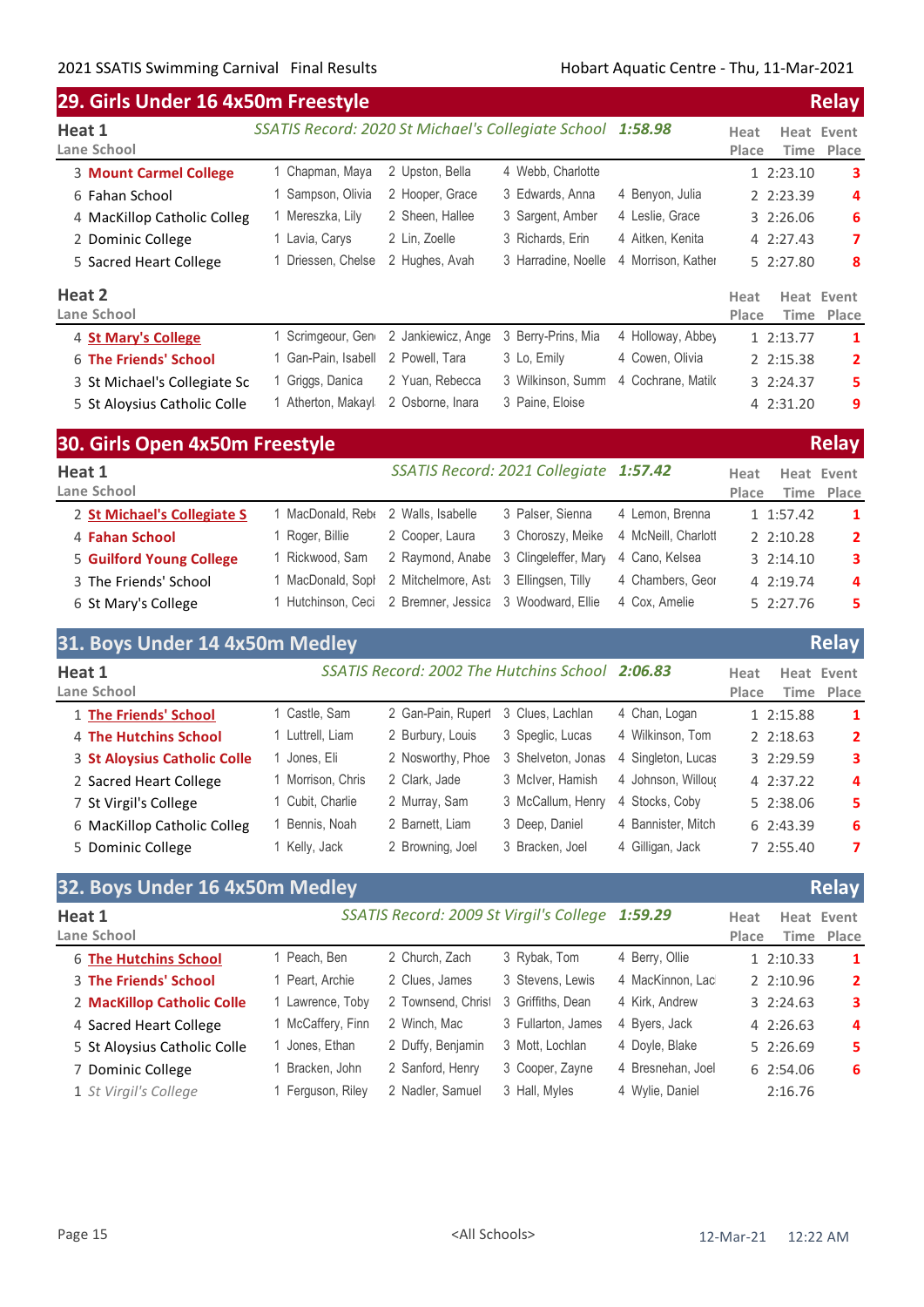## 29. Girls Under 16 4x50m Freestyle — Relay

### Heat 1

SSATIS Record: 2020 St Michael's Collegiate School 1:58.98

| Lane | School | | | | | Heat Place | Heat Time | Event Place |
|---|---|---|---|---|---|---|---|---|
| 3 | **Mount Carmel College** | 1 Chapman, Maya | 2 Upston, Bella | 4 Webb, Charlotte | | 1 | 2:23.10 | 3 |
| 6 | Fahan School | 1 Sampson, Olivia | 2 Hooper, Grace | 3 Edwards, Anna | 4 Benyon, Julia | 2 | 2:23.39 | 4 |
| 4 | MacKillop Catholic Colleg | 1 Mereszka, Lily | 2 Sheen, Hallee | 3 Sargent, Amber | 4 Leslie, Grace | 3 | 2:26.06 | 6 |
| 2 | Dominic College | 1 Lavia, Carys | 2 Lin, Zoelle | 3 Richards, Erin | 4 Aitken, Kenita | 4 | 2:27.43 | 7 |
| 5 | Sacred Heart College | 1 Driessen, Chelse | 2 Hughes, Avah | 3 Harradine, Noelle | 4 Morrison, Kather | 5 | 2:27.80 | 8 |

### Heat 2

| Lane | School | | | | | Heat Place | Heat Time | Event Place |
|---|---|---|---|---|---|---|---|---|
| 4 | **St Mary's College** | 1 Scrimgeour, Gen | 2 Jankiewicz, Ange | 3 Berry-Prins, Mia | 4 Holloway, Abbey | 1 | 2:13.77 | 1 |
| 6 | **The Friends' School** | 1 Gan-Pain, Isabell | 2 Powell, Tara | 3 Lo, Emily | 4 Cowen, Olivia | 2 | 2:15.38 | 2 |
| 3 | St Michael's Collegiate Sc | 1 Griggs, Danica | 2 Yuan, Rebecca | 3 Wilkinson, Summ | 4 Cochrane, Matil | 3 | 2:24.37 | 5 |
| 5 | St Aloysius Catholic Colle | 1 Atherton, Makayl | 2 Osborne, Inara | 3 Paine, Eloise | | 4 | 2:31.20 | 9 |

## 30. Girls Open 4x50m Freestyle — Relay

### Heat 1

SSATIS Record: 2021 Collegiate 1:57.42

| Lane | School | | | | | Heat Place | Heat Time | Event Place |
|---|---|---|---|---|---|---|---|---|
| 2 | **St Michael's Collegiate S** | 1 MacDonald, Rebe | 2 Walls, Isabelle | 3 Palser, Sienna | 4 Lemon, Brenna | 1 | 1:57.42 | 1 |
| 4 | **Fahan School** | 1 Roger, Billie | 2 Cooper, Laura | 3 Choroszy, Meike | 4 McNeill, Charlott | 2 | 2:10.28 | 2 |
| 5 | **Guilford Young College** | 1 Rickwood, Sam | 2 Raymond, Anabe | 3 Clingeleffer, Mary | 4 Cano, Kelsea | 3 | 2:14.10 | 3 |
| 3 | The Friends' School | 1 MacDonald, Sopl | 2 Mitchelmore, Ast | 3 Ellingsen, Tilly | 4 Chambers, Geor | 4 | 2:19.74 | 4 |
| 6 | St Mary's College | 1 Hutchinson, Ceci | 2 Bremner, Jessica | 3 Woodward, Ellie | 4 Cox, Amelie | 5 | 2:27.76 | 5 |

## 31. Boys Under 14 4x50m Medley — Relay

### Heat 1

SSATIS Record: 2002 The Hutchins School 2:06.83

| Lane | School | | | | | Heat Place | Heat Time | Event Place |
|---|---|---|---|---|---|---|---|---|
| 1 | **The Friends' School** | 1 Castle, Sam | 2 Gan-Pain, Rupert | 3 Clues, Lachlan | 4 Chan, Logan | 1 | 2:15.88 | 1 |
| 4 | **The Hutchins School** | 1 Luttrell, Liam | 2 Burbury, Louis | 3 Speglic, Lucas | 4 Wilkinson, Tom | 2 | 2:18.63 | 2 |
| 3 | **St Aloysius Catholic Colle** | 1 Jones, Eli | 2 Nosworthy, Phoe | 3 Shelveton, Jonas | 4 Singleton, Lucas | 3 | 2:29.59 | 3 |
| 2 | Sacred Heart College | 1 Morrison, Chris | 2 Clark, Jade | 3 McIver, Hamish | 4 Johnson, Willou | 4 | 2:37.22 | 4 |
| 7 | St Virgil's College | 1 Cubit, Charlie | 2 Murray, Sam | 3 McCallum, Henry | 4 Stocks, Coby | 5 | 2:38.06 | 5 |
| 6 | MacKillop Catholic Colleg | 1 Bennis, Noah | 2 Barnett, Liam | 3 Deep, Daniel | 4 Bannister, Mitch | 6 | 2:43.39 | 6 |
| 5 | Dominic College | 1 Kelly, Jack | 2 Browning, Joel | 3 Bracken, Joel | 4 Gilligan, Jack | 7 | 2:55.40 | 7 |

## 32. Boys Under 16 4x50m Medley — Relay

### Heat 1

SSATIS Record: 2009 St Virgil's College 1:59.29

| Lane | School | | | | | Heat Place | Heat Time | Event Place |
|---|---|---|---|---|---|---|---|---|
| 6 | **The Hutchins School** | 1 Peach, Ben | 2 Church, Zach | 3 Rybak, Tom | 4 Berry, Ollie | 1 | 2:10.33 | 1 |
| 3 | **The Friends' School** | 1 Peart, Archie | 2 Clues, James | 3 Stevens, Lewis | 4 MacKinnon, Lac | 2 | 2:10.96 | 2 |
| 2 | **MacKillop Catholic Colle** | 1 Lawrence, Toby | 2 Townsend, Christ | 3 Griffiths, Dean | 4 Kirk, Andrew | 3 | 2:24.63 | 3 |
| 4 | Sacred Heart College | 1 McCaffery, Finn | 2 Winch, Mac | 3 Fullarton, James | 4 Byers, Jack | 4 | 2:26.63 | 4 |
| 5 | St Aloysius Catholic Colle | 1 Jones, Ethan | 2 Duffy, Benjamin | 3 Mott, Lochlan | 4 Doyle, Blake | 5 | 2:26.69 | 5 |
| 7 | Dominic College | 1 Bracken, John | 2 Sanford, Henry | 3 Cooper, Zayne | 4 Bresnehan, Joel | 6 | 2:54.06 | 6 |
| 1 | *St Virgil's College* | 1 Ferguson, Riley | 2 Nadler, Samuel | 3 Hall, Myles | 4 Wylie, Daniel | | 2:16.76 | |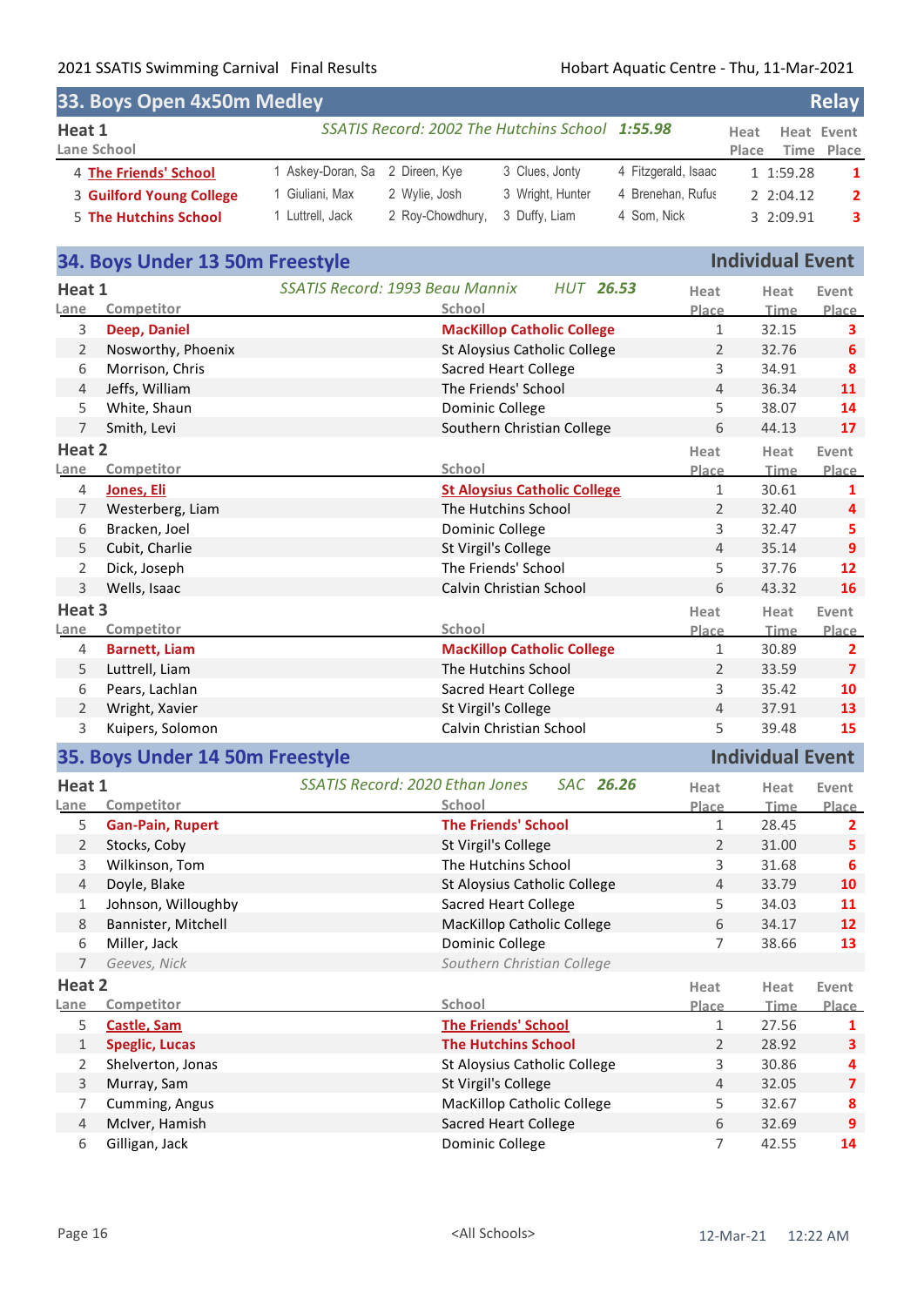## 33. Boys Open 4x50m Medley — Relay

### Heat 1

*SSATIS Record: 2002 The Hutchins School* ***1:55.98***

| Lane | School | | | | | Heat Place | Heat Time | Event Place |
|---|---|---|---|---|---|---|---|---|
| 4 | **The Friends' School** | 1 Askey-Doran, Sa | 2 Direen, Kye | 3 Clues, Jonty | 4 Fitzgerald, Isaac | 1 | 1:59.28 | 1 |
| 3 | **Guilford Young College** | 1 Giuliani, Max | 2 Wylie, Josh | 3 Wright, Hunter | 4 Brenehan, Rufus | 2 | 2:04.12 | 2 |
| 5 | **The Hutchins School** | 1 Luttrell, Jack | 2 Roy-Chowdhury, | 3 Duffy, Liam | 4 Som, Nick | 3 | 2:09.91 | 3 |

## 34. Boys Under 13 50m Freestyle — Individual Event

### Heat 1

*SSATIS Record: 1993 Beau Mannix* *HUT* ***26.53***

| Lane | Competitor | School | Heat Place | Heat Time | Event Place |
|---|---|---|---|---|---|
| 3 | **Deep, Daniel** | **MacKillop Catholic College** | 1 | 32.15 | 3 |
| 2 | Nosworthy, Phoenix | St Aloysius Catholic College | 2 | 32.76 | 6 |
| 6 | Morrison, Chris | Sacred Heart College | 3 | 34.91 | 8 |
| 4 | Jeffs, William | The Friends' School | 4 | 36.34 | 11 |
| 5 | White, Shaun | Dominic College | 5 | 38.07 | 14 |
| 7 | Smith, Levi | Southern Christian College | 6 | 44.13 | 17 |

### Heat 2

| Lane | Competitor | School | Heat Place | Heat Time | Event Place |
|---|---|---|---|---|---|
| 4 | **Jones, Eli** | **St Aloysius Catholic College** | 1 | 30.61 | 1 |
| 7 | Westerberg, Liam | The Hutchins School | 2 | 32.40 | 4 |
| 6 | Bracken, Joel | Dominic College | 3 | 32.47 | 5 |
| 5 | Cubit, Charlie | St Virgil's College | 4 | 35.14 | 9 |
| 2 | Dick, Joseph | The Friends' School | 5 | 37.76 | 12 |
| 3 | Wells, Isaac | Calvin Christian School | 6 | 43.32 | 16 |

### Heat 3

| Lane | Competitor | School | Heat Place | Heat Time | Event Place |
|---|---|---|---|---|---|
| 4 | **Barnett, Liam** | **MacKillop Catholic College** | 1 | 30.89 | 2 |
| 5 | Luttrell, Liam | The Hutchins School | 2 | 33.59 | 7 |
| 6 | Pears, Lachlan | Sacred Heart College | 3 | 35.42 | 10 |
| 2 | Wright, Xavier | St Virgil's College | 4 | 37.91 | 13 |
| 3 | Kuipers, Solomon | Calvin Christian School | 5 | 39.48 | 15 |

## 35. Boys Under 14 50m Freestyle — Individual Event

### Heat 1

*SSATIS Record: 2020 Ethan Jones* *SAC* ***26.26***

| Lane | Competitor | School | Heat Place | Heat Time | Event Place |
|---|---|---|---|---|---|
| 5 | **Gan-Pain, Rupert** | **The Friends' School** | 1 | 28.45 | 2 |
| 2 | Stocks, Coby | St Virgil's College | 2 | 31.00 | 5 |
| 3 | Wilkinson, Tom | The Hutchins School | 3 | 31.68 | 6 |
| 4 | Doyle, Blake | St Aloysius Catholic College | 4 | 33.79 | 10 |
| 1 | Johnson, Willoughby | Sacred Heart College | 5 | 34.03 | 11 |
| 8 | Bannister, Mitchell | MacKillop Catholic College | 6 | 34.17 | 12 |
| 6 | Miller, Jack | Dominic College | 7 | 38.66 | 13 |
| 7 | *Geeves, Nick* | *Southern Christian College* | | | |

### Heat 2

| Lane | Competitor | School | Heat Place | Heat Time | Event Place |
|---|---|---|---|---|---|
| 5 | **Castle, Sam** | **The Friends' School** | 1 | 27.56 | 1 |
| 1 | **Speglic, Lucas** | **The Hutchins School** | 2 | 28.92 | 3 |
| 2 | Shelverton, Jonas | St Aloysius Catholic College | 3 | 30.86 | 4 |
| 3 | Murray, Sam | St Virgil's College | 4 | 32.05 | 7 |
| 7 | Cumming, Angus | MacKillop Catholic College | 5 | 32.67 | 8 |
| 4 | McIver, Hamish | Sacred Heart College | 6 | 32.69 | 9 |
| 6 | Gilligan, Jack | Dominic College | 7 | 42.55 | 14 |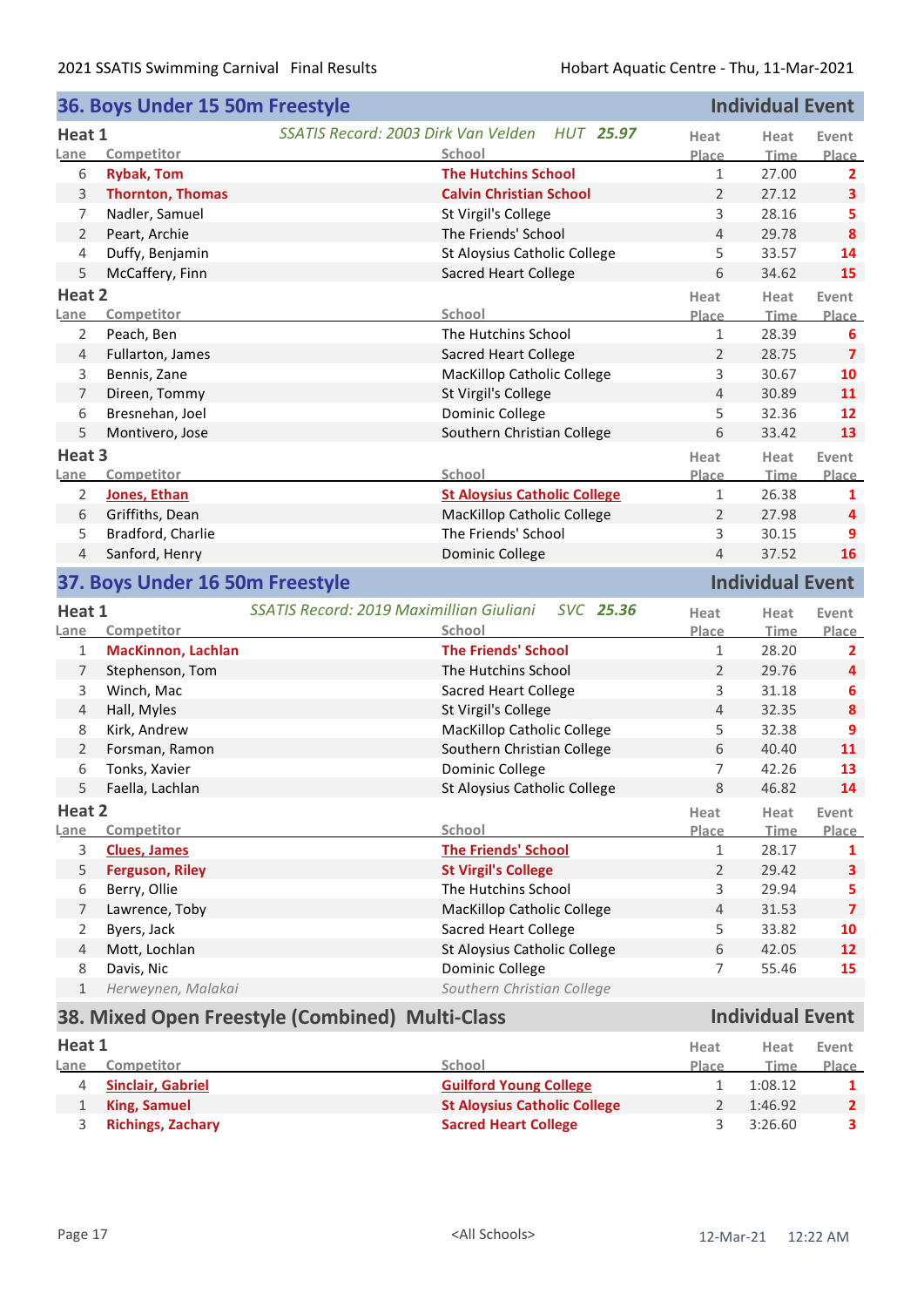## 36. Boys Under 15 50m Freestyle — Individual Event

### Heat 1

*SSATIS Record: 2003 Dirk Van Velden HUT* ***25.97***

| Lane | Competitor | School | Heat Place | Heat Time | Event Place |
|---|---|---|---|---|---|
| 6 | **Rybak, Tom** | **The Hutchins School** | 1 | 27.00 | **2** |
| 3 | **Thornton, Thomas** | **Calvin Christian School** | 2 | 27.12 | **3** |
| 7 | Nadler, Samuel | St Virgil's College | 3 | 28.16 | **5** |
| 2 | Peart, Archie | The Friends' School | 4 | 29.78 | **8** |
| 4 | Duffy, Benjamin | St Aloysius Catholic College | 5 | 33.57 | **14** |
| 5 | McCaffery, Finn | Sacred Heart College | 6 | 34.62 | **15** |

### Heat 2

| Lane | Competitor | School | Heat Place | Heat Time | Event Place |
|---|---|---|---|---|---|
| 2 | Peach, Ben | The Hutchins School | 1 | 28.39 | **6** |
| 4 | Fullarton, James | Sacred Heart College | 2 | 28.75 | **7** |
| 3 | Bennis, Zane | MacKillop Catholic College | 3 | 30.67 | **10** |
| 7 | Direen, Tommy | St Virgil's College | 4 | 30.89 | **11** |
| 6 | Bresnehan, Joel | Dominic College | 5 | 32.36 | **12** |
| 5 | Montivero, Jose | Southern Christian College | 6 | 33.42 | **13** |

### Heat 3

| Lane | Competitor | School | Heat Place | Heat Time | Event Place |
|---|---|---|---|---|---|
| 2 | **Jones, Ethan** | **St Aloysius Catholic College** | 1 | 26.38 | **1** |
| 6 | Griffiths, Dean | MacKillop Catholic College | 2 | 27.98 | **4** |
| 5 | Bradford, Charlie | The Friends' School | 3 | 30.15 | **9** |
| 4 | Sanford, Henry | Dominic College | 4 | 37.52 | **16** |

## 37. Boys Under 16 50m Freestyle — Individual Event

### Heat 1

*SSATIS Record: 2019 Maximillian Giuliani SVC* ***25.36***

| Lane | Competitor | School | Heat Place | Heat Time | Event Place |
|---|---|---|---|---|---|
| 1 | **MacKinnon, Lachlan** | **The Friends' School** | 1 | 28.20 | **2** |
| 7 | Stephenson, Tom | The Hutchins School | 2 | 29.76 | **4** |
| 3 | Winch, Mac | Sacred Heart College | 3 | 31.18 | **6** |
| 4 | Hall, Myles | St Virgil's College | 4 | 32.35 | **8** |
| 8 | Kirk, Andrew | MacKillop Catholic College | 5 | 32.38 | **9** |
| 2 | Forsman, Ramon | Southern Christian College | 6 | 40.40 | **11** |
| 6 | Tonks, Xavier | Dominic College | 7 | 42.26 | **13** |
| 5 | Faella, Lachlan | St Aloysius Catholic College | 8 | 46.82 | **14** |

### Heat 2

| Lane | Competitor | School | Heat Place | Heat Time | Event Place |
|---|---|---|---|---|---|
| 3 | **Clues, James** | **The Friends' School** | 1 | 28.17 | **1** |
| 5 | **Ferguson, Riley** | **St Virgil's College** | 2 | 29.42 | **3** |
| 6 | Berry, Ollie | The Hutchins School | 3 | 29.94 | **5** |
| 7 | Lawrence, Toby | MacKillop Catholic College | 4 | 31.53 | **7** |
| 2 | Byers, Jack | Sacred Heart College | 5 | 33.82 | **10** |
| 4 | Mott, Lochlan | St Aloysius Catholic College | 6 | 42.05 | **12** |
| 8 | Davis, Nic | Dominic College | 7 | 55.46 | **15** |
| 1 | *Herweynen, Malakai* | *Southern Christian College* | | | |

## 38. Mixed Open Freestyle (Combined) Multi-Class — Individual Event

### Heat 1

| Lane | Competitor | School | Heat Place | Heat Time | Event Place |
|---|---|---|---|---|---|
| 4 | **Sinclair, Gabriel** | **Guilford Young College** | 1 | 1:08.12 | **1** |
| 1 | **King, Samuel** | **St Aloysius Catholic College** | 2 | 1:46.92 | **2** |
| 3 | **Richings, Zachary** | **Sacred Heart College** | 3 | 3:26.60 | **3** |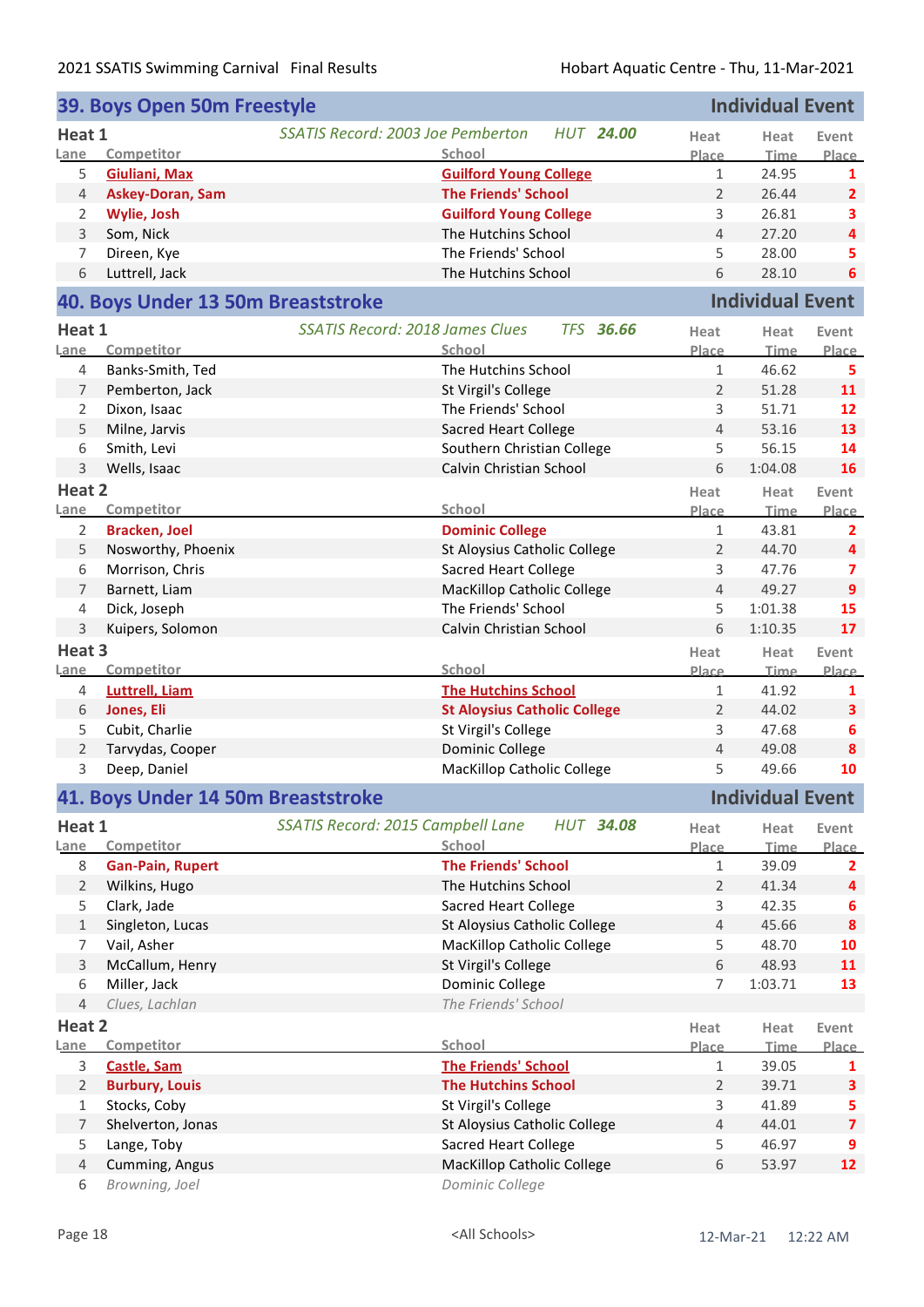## 39. Boys Open 50m Freestyle — Individual Event

### Heat 1

*SSATIS Record: 2003 Joe Pemberton HUT* ***24.00***

| Lane | Competitor | School | Heat Place | Heat Time | Event Place |
|---|---|---|---|---|---|
| 5 | **Giuliani, Max** | **Guilford Young College** | 1 | 24.95 | **1** |
| 4 | **Askey-Doran, Sam** | **The Friends' School** | 2 | 26.44 | **2** |
| 2 | **Wylie, Josh** | **Guilford Young College** | 3 | 26.81 | **3** |
| 3 | Som, Nick | The Hutchins School | 4 | 27.20 | **4** |
| 7 | Direen, Kye | The Friends' School | 5 | 28.00 | **5** |
| 6 | Luttrell, Jack | The Hutchins School | 6 | 28.10 | **6** |

## 40. Boys Under 13 50m Breaststroke — Individual Event

### Heat 1

*SSATIS Record: 2018 James Clues TFS* ***36.66***

| Lane | Competitor | School | Heat Place | Heat Time | Event Place |
|---|---|---|---|---|---|
| 4 | Banks-Smith, Ted | The Hutchins School | 1 | 46.62 | **5** |
| 7 | Pemberton, Jack | St Virgil's College | 2 | 51.28 | **11** |
| 2 | Dixon, Isaac | The Friends' School | 3 | 51.71 | **12** |
| 5 | Milne, Jarvis | Sacred Heart College | 4 | 53.16 | **13** |
| 6 | Smith, Levi | Southern Christian College | 5 | 56.15 | **14** |
| 3 | Wells, Isaac | Calvin Christian School | 6 | 1:04.08 | **16** |

### Heat 2

| Lane | Competitor | School | Heat Place | Heat Time | Event Place |
|---|---|---|---|---|---|
| 2 | **Bracken, Joel** | **Dominic College** | 1 | 43.81 | **2** |
| 5 | Nosworthy, Phoenix | St Aloysius Catholic College | 2 | 44.70 | **4** |
| 6 | Morrison, Chris | Sacred Heart College | 3 | 47.76 | **7** |
| 7 | Barnett, Liam | MacKillop Catholic College | 4 | 49.27 | **9** |
| 4 | Dick, Joseph | The Friends' School | 5 | 1:01.38 | **15** |
| 3 | Kuipers, Solomon | Calvin Christian School | 6 | 1:10.35 | **17** |

### Heat 3

| Lane | Competitor | School | Heat Place | Heat Time | Event Place |
|---|---|---|---|---|---|
| 4 | **Luttrell, Liam** | **The Hutchins School** | 1 | 41.92 | **1** |
| 6 | **Jones, Eli** | **St Aloysius Catholic College** | 2 | 44.02 | **3** |
| 5 | Cubit, Charlie | St Virgil's College | 3 | 47.68 | **6** |
| 2 | Tarvydas, Cooper | Dominic College | 4 | 49.08 | **8** |
| 3 | Deep, Daniel | MacKillop Catholic College | 5 | 49.66 | **10** |

## 41. Boys Under 14 50m Breaststroke — Individual Event

### Heat 1

*SSATIS Record: 2015 Campbell Lane HUT* ***34.08***

| Lane | Competitor | School | Heat Place | Heat Time | Event Place |
|---|---|---|---|---|---|
| 8 | **Gan-Pain, Rupert** | **The Friends' School** | 1 | 39.09 | **2** |
| 2 | Wilkins, Hugo | The Hutchins School | 2 | 41.34 | **4** |
| 5 | Clark, Jade | Sacred Heart College | 3 | 42.35 | **6** |
| 1 | Singleton, Lucas | St Aloysius Catholic College | 4 | 45.66 | **8** |
| 7 | Vail, Asher | MacKillop Catholic College | 5 | 48.70 | **10** |
| 3 | McCallum, Henry | St Virgil's College | 6 | 48.93 | **11** |
| 6 | Miller, Jack | Dominic College | 7 | 1:03.71 | **13** |
| 4 | *Clues, Lachlan* | *The Friends' School* | | | |

### Heat 2

| Lane | Competitor | School | Heat Place | Heat Time | Event Place |
|---|---|---|---|---|---|
| 3 | **Castle, Sam** | **The Friends' School** | 1 | 39.05 | **1** |
| 2 | **Burbury, Louis** | **The Hutchins School** | 2 | 39.71 | **3** |
| 1 | Stocks, Coby | St Virgil's College | 3 | 41.89 | **5** |
| 7 | Shelverton, Jonas | St Aloysius Catholic College | 4 | 44.01 | **7** |
| 5 | Lange, Toby | Sacred Heart College | 5 | 46.97 | **9** |
| 4 | Cumming, Angus | MacKillop Catholic College | 6 | 53.97 | **12** |
| 6 | *Browning, Joel* | *Dominic College* | | | |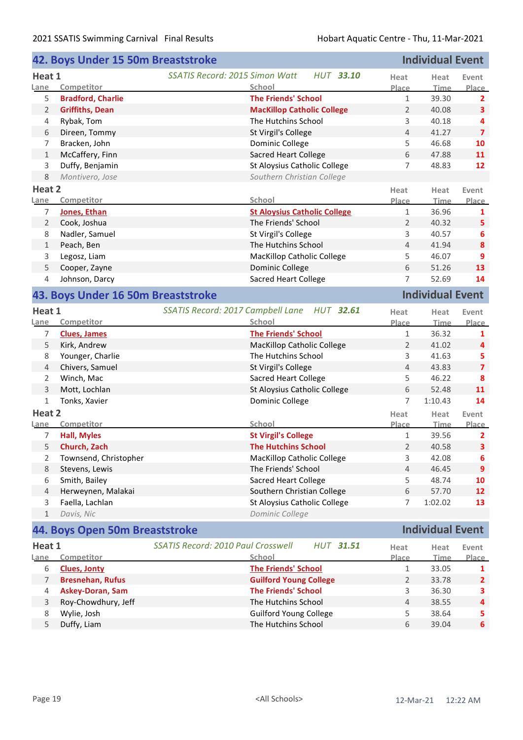2021 SSATIS Swimming Carnival Final Results — Hobart Aquatic Centre - Thu, 11-Mar-2021

## 42. Boys Under 15 50m Breaststroke — Individual Event

**Heat 1** — *SSATIS Record: 2015 Simon Watt HUT* ***33.10***

| Lane | Competitor | School | Heat Place | Heat Time | Event Place |
|---|---|---|---|---|---|
| 5 | **Bradford, Charlie** | **The Friends' School** | 1 | 39.30 | 2 |
| 2 | **Griffiths, Dean** | **MacKillop Catholic College** | 2 | 40.08 | 3 |
| 4 | Rybak, Tom | The Hutchins School | 3 | 40.18 | 4 |
| 6 | Direen, Tommy | St Virgil's College | 4 | 41.27 | 7 |
| 7 | Bracken, John | Dominic College | 5 | 46.68 | 10 |
| 1 | McCaffery, Finn | Sacred Heart College | 6 | 47.88 | 11 |
| 3 | Duffy, Benjamin | St Aloysius Catholic College | 7 | 48.83 | 12 |
| 8 | *Montivero, Jose* | *Southern Christian College* | | | |

**Heat 2**

| Lane | Competitor | School | Heat Place | Heat Time | Event Place |
|---|---|---|---|---|---|
| 7 | **Jones, Ethan** | **St Aloysius Catholic College** | 1 | 36.96 | 1 |
| 2 | Cook, Joshua | The Friends' School | 2 | 40.32 | 5 |
| 8 | Nadler, Samuel | St Virgil's College | 3 | 40.57 | 6 |
| 1 | Peach, Ben | The Hutchins School | 4 | 41.94 | 8 |
| 3 | Legosz, Liam | MacKillop Catholic College | 5 | 46.07 | 9 |
| 5 | Cooper, Zayne | Dominic College | 6 | 51.26 | 13 |
| 4 | Johnson, Darcy | Sacred Heart College | 7 | 52.69 | 14 |

## 43. Boys Under 16 50m Breaststroke — Individual Event

**Heat 1** — *SSATIS Record: 2017 Campbell Lane HUT* ***32.61***

| Lane | Competitor | School | Heat Place | Heat Time | Event Place |
|---|---|---|---|---|---|
| 7 | **Clues, James** | **The Friends' School** | 1 | 36.32 | 1 |
| 5 | Kirk, Andrew | MacKillop Catholic College | 2 | 41.02 | 4 |
| 8 | Younger, Charlie | The Hutchins School | 3 | 41.63 | 5 |
| 4 | Chivers, Samuel | St Virgil's College | 4 | 43.83 | 7 |
| 2 | Winch, Mac | Sacred Heart College | 5 | 46.22 | 8 |
| 3 | Mott, Lochlan | St Aloysius Catholic College | 6 | 52.48 | 11 |
| 1 | Tonks, Xavier | Dominic College | 7 | 1:10.43 | 14 |

**Heat 2**

| Lane | Competitor | School | Heat Place | Heat Time | Event Place |
|---|---|---|---|---|---|
| 7 | **Hall, Myles** | **St Virgil's College** | 1 | 39.56 | 2 |
| 5 | **Church, Zach** | **The Hutchins School** | 2 | 40.58 | 3 |
| 2 | Townsend, Christopher | MacKillop Catholic College | 3 | 42.08 | 6 |
| 8 | Stevens, Lewis | The Friends' School | 4 | 46.45 | 9 |
| 6 | Smith, Bailey | Sacred Heart College | 5 | 48.74 | 10 |
| 4 | Herweynen, Malakai | Southern Christian College | 6 | 57.70 | 12 |
| 3 | Faella, Lachlan | St Aloysius Catholic College | 7 | 1:02.02 | 13 |
| 1 | *Davis, Nic* | *Dominic College* | | | |

## 44. Boys Open 50m Breaststroke — Individual Event

**Heat 1** — *SSATIS Record: 2010 Paul Crosswell HUT* ***31.51***

| Lane | Competitor | School | Heat Place | Heat Time | Event Place |
|---|---|---|---|---|---|
| 6 | **Clues, Jonty** | **The Friends' School** | 1 | 33.05 | 1 |
| 7 | **Bresnehan, Rufus** | **Guilford Young College** | 2 | 33.78 | 2 |
| 4 | **Askey-Doran, Sam** | **The Friends' School** | 3 | 36.30 | 3 |
| 3 | Roy-Chowdhury, Jeff | The Hutchins School | 4 | 38.55 | 4 |
| 8 | Wylie, Josh | Guilford Young College | 5 | 38.64 | 5 |
| 5 | Duffy, Liam | The Hutchins School | 6 | 39.04 | 6 |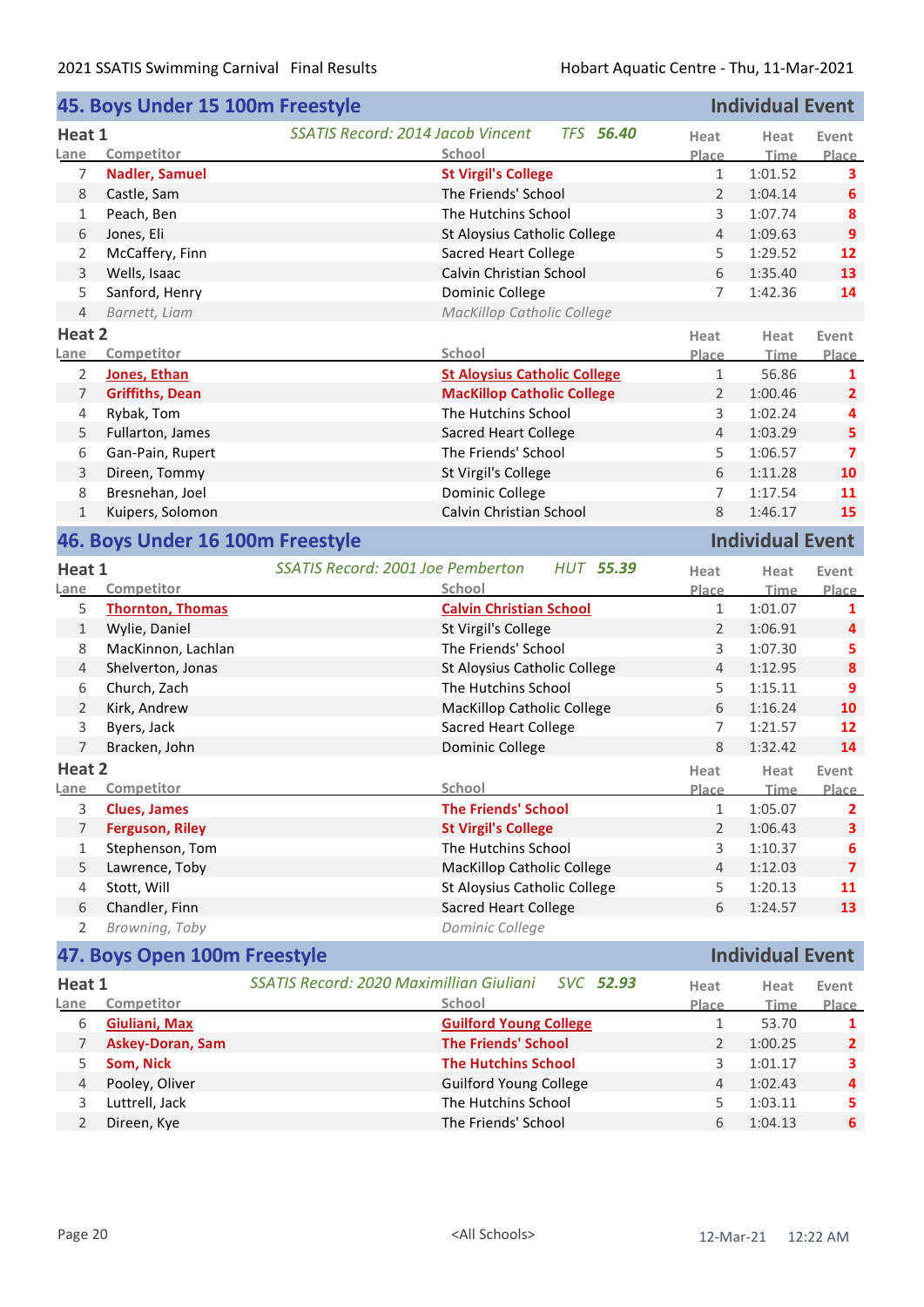2021 SSATIS Swimming Carnival Final Results — Hobart Aquatic Centre - Thu, 11-Mar-2021

## 45. Boys Under 15 100m Freestyle — Individual Event

### Heat 1

*SSATIS Record: 2014 Jacob Vincent TFS* ***56.40***

| Lane | Competitor | School | Heat Place | Heat Time | Event Place |
|---|---|---|---|---|---|
| 7 | **Nadler, Samuel** | **St Virgil's College** | 1 | 1:01.52 | 3 |
| 8 | Castle, Sam | The Friends' School | 2 | 1:04.14 | 6 |
| 1 | Peach, Ben | The Hutchins School | 3 | 1:07.74 | 8 |
| 6 | Jones, Eli | St Aloysius Catholic College | 4 | 1:09.63 | 9 |
| 2 | McCaffery, Finn | Sacred Heart College | 5 | 1:29.52 | 12 |
| 3 | Wells, Isaac | Calvin Christian School | 6 | 1:35.40 | 13 |
| 5 | Sanford, Henry | Dominic College | 7 | 1:42.36 | 14 |
| 4 | *Barnett, Liam* | *MacKillop Catholic College* | | | |

### Heat 2

| Lane | Competitor | School | Heat Place | Heat Time | Event Place |
|---|---|---|---|---|---|
| 2 | **Jones, Ethan** | **St Aloysius Catholic College** | 1 | 56.86 | 1 |
| 7 | **Griffiths, Dean** | **MacKillop Catholic College** | 2 | 1:00.46 | 2 |
| 4 | Rybak, Tom | The Hutchins School | 3 | 1:02.24 | 4 |
| 5 | Fullarton, James | Sacred Heart College | 4 | 1:03.29 | 5 |
| 6 | Gan-Pain, Rupert | The Friends' School | 5 | 1:06.57 | 7 |
| 3 | Direen, Tommy | St Virgil's College | 6 | 1:11.28 | 10 |
| 8 | Bresnehan, Joel | Dominic College | 7 | 1:17.54 | 11 |
| 1 | Kuipers, Solomon | Calvin Christian School | 8 | 1:46.17 | 15 |

## 46. Boys Under 16 100m Freestyle — Individual Event

### Heat 1

*SSATIS Record: 2001 Joe Pemberton HUT* ***55.39***

| Lane | Competitor | School | Heat Place | Heat Time | Event Place |
|---|---|---|---|---|---|
| 5 | **Thornton, Thomas** | **Calvin Christian School** | 1 | 1:01.07 | 1 |
| 1 | Wylie, Daniel | St Virgil's College | 2 | 1:06.91 | 4 |
| 8 | MacKinnon, Lachlan | The Friends' School | 3 | 1:07.30 | 5 |
| 4 | Shelverton, Jonas | St Aloysius Catholic College | 4 | 1:12.95 | 8 |
| 6 | Church, Zach | The Hutchins School | 5 | 1:15.11 | 9 |
| 2 | Kirk, Andrew | MacKillop Catholic College | 6 | 1:16.24 | 10 |
| 3 | Byers, Jack | Sacred Heart College | 7 | 1:21.57 | 12 |
| 7 | Bracken, John | Dominic College | 8 | 1:32.42 | 14 |

### Heat 2

| Lane | Competitor | School | Heat Place | Heat Time | Event Place |
|---|---|---|---|---|---|
| 3 | **Clues, James** | **The Friends' School** | 1 | 1:05.07 | 2 |
| 7 | **Ferguson, Riley** | **St Virgil's College** | 2 | 1:06.43 | 3 |
| 1 | Stephenson, Tom | The Hutchins School | 3 | 1:10.37 | 6 |
| 5 | Lawrence, Toby | MacKillop Catholic College | 4 | 1:12.03 | 7 |
| 4 | Stott, Will | St Aloysius Catholic College | 5 | 1:20.13 | 11 |
| 6 | Chandler, Finn | Sacred Heart College | 6 | 1:24.57 | 13 |
| 2 | *Browning, Toby* | *Dominic College* | | | |

## 47. Boys Open 100m Freestyle — Individual Event

### Heat 1

*SSATIS Record: 2020 Maximillian Giuliani SVC* ***52.93***

| Lane | Competitor | School | Heat Place | Heat Time | Event Place |
|---|---|---|---|---|---|
| 6 | **Giuliani, Max** | **Guilford Young College** | 1 | 53.70 | 1 |
| 7 | **Askey-Doran, Sam** | **The Friends' School** | 2 | 1:00.25 | 2 |
| 5 | **Som, Nick** | **The Hutchins School** | 3 | 1:01.17 | 3 |
| 4 | Pooley, Oliver | Guilford Young College | 4 | 1:02.43 | 4 |
| 3 | Luttrell, Jack | The Hutchins School | 5 | 1:03.11 | 5 |
| 2 | Direen, Kye | The Friends' School | 6 | 1:04.13 | 6 |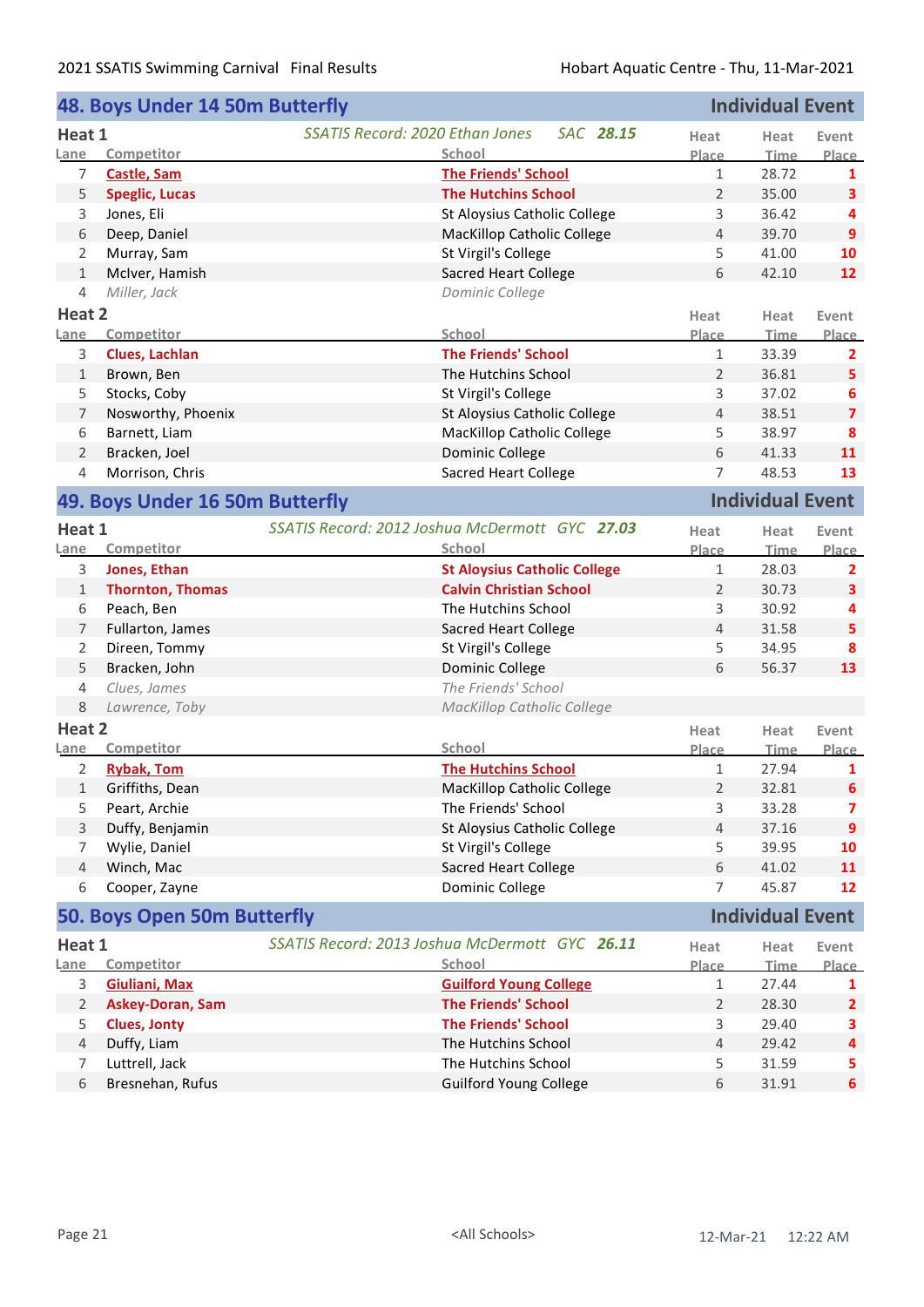## 48. Boys Under 14 50m Butterfly — Individual Event

### Heat 1

*SSATIS Record: 2020 Ethan Jones SAC* ***28.15***

| Lane | Competitor | School | Heat Place | Heat Time | Event Place |
|---|---|---|---|---|---|
| 7 | **Castle, Sam** | **The Friends' School** | 1 | 28.72 | 1 |
| 5 | **Speglic, Lucas** | **The Hutchins School** | 2 | 35.00 | 3 |
| 3 | Jones, Eli | St Aloysius Catholic College | 3 | 36.42 | 4 |
| 6 | Deep, Daniel | MacKillop Catholic College | 4 | 39.70 | 9 |
| 2 | Murray, Sam | St Virgil's College | 5 | 41.00 | 10 |
| 1 | McIver, Hamish | Sacred Heart College | 6 | 42.10 | 12 |
| 4 | *Miller, Jack* | *Dominic College* | | | |

### Heat 2

| Lane | Competitor | School | Heat Place | Heat Time | Event Place |
|---|---|---|---|---|---|
| 3 | **Clues, Lachlan** | **The Friends' School** | 1 | 33.39 | 2 |
| 1 | Brown, Ben | The Hutchins School | 2 | 36.81 | 5 |
| 5 | Stocks, Coby | St Virgil's College | 3 | 37.02 | 6 |
| 7 | Nosworthy, Phoenix | St Aloysius Catholic College | 4 | 38.51 | 7 |
| 6 | Barnett, Liam | MacKillop Catholic College | 5 | 38.97 | 8 |
| 2 | Bracken, Joel | Dominic College | 6 | 41.33 | 11 |
| 4 | Morrison, Chris | Sacred Heart College | 7 | 48.53 | 13 |

## 49. Boys Under 16 50m Butterfly — Individual Event

### Heat 1

*SSATIS Record: 2012 Joshua McDermott GYC* ***27.03***

| Lane | Competitor | School | Heat Place | Heat Time | Event Place |
|---|---|---|---|---|---|
| 3 | **Jones, Ethan** | **St Aloysius Catholic College** | 1 | 28.03 | 2 |
| 1 | **Thornton, Thomas** | **Calvin Christian School** | 2 | 30.73 | 3 |
| 6 | Peach, Ben | The Hutchins School | 3 | 30.92 | 4 |
| 7 | Fullarton, James | Sacred Heart College | 4 | 31.58 | 5 |
| 2 | Direen, Tommy | St Virgil's College | 5 | 34.95 | 8 |
| 5 | Bracken, John | Dominic College | 6 | 56.37 | 13 |
| 4 | *Clues, James* | *The Friends' School* | | | |
| 8 | *Lawrence, Toby* | *MacKillop Catholic College* | | | |

### Heat 2

| Lane | Competitor | School | Heat Place | Heat Time | Event Place |
|---|---|---|---|---|---|
| 2 | **Rybak, Tom** | **The Hutchins School** | 1 | 27.94 | 1 |
| 1 | Griffiths, Dean | MacKillop Catholic College | 2 | 32.81 | 6 |
| 5 | Peart, Archie | The Friends' School | 3 | 33.28 | 7 |
| 3 | Duffy, Benjamin | St Aloysius Catholic College | 4 | 37.16 | 9 |
| 7 | Wylie, Daniel | St Virgil's College | 5 | 39.95 | 10 |
| 4 | Winch, Mac | Sacred Heart College | 6 | 41.02 | 11 |
| 6 | Cooper, Zayne | Dominic College | 7 | 45.87 | 12 |

## 50. Boys Open 50m Butterfly — Individual Event

### Heat 1

*SSATIS Record: 2013 Joshua McDermott GYC* ***26.11***

| Lane | Competitor | School | Heat Place | Heat Time | Event Place |
|---|---|---|---|---|---|
| 3 | **Giuliani, Max** | **Guilford Young College** | 1 | 27.44 | 1 |
| 2 | **Askey-Doran, Sam** | **The Friends' School** | 2 | 28.30 | 2 |
| 5 | **Clues, Jonty** | **The Friends' School** | 3 | 29.40 | 3 |
| 4 | Duffy, Liam | The Hutchins School | 4 | 29.42 | 4 |
| 7 | Luttrell, Jack | The Hutchins School | 5 | 31.59 | 5 |
| 6 | Bresnehan, Rufus | Guilford Young College | 6 | 31.91 | 6 |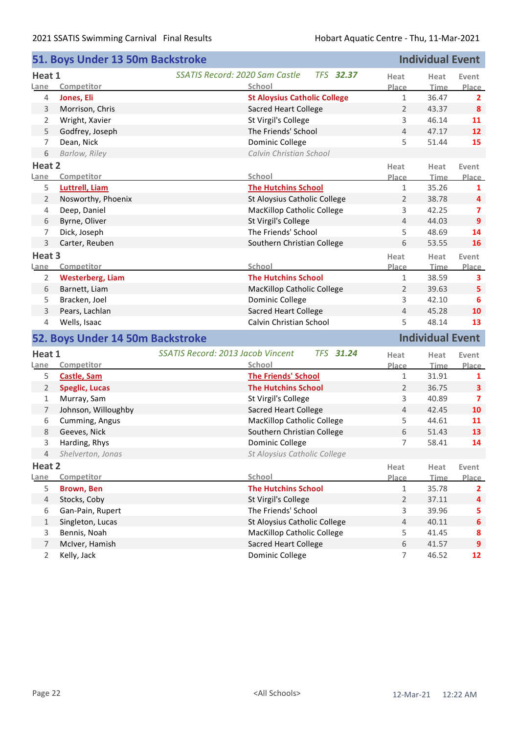## 51. Boys Under 13 50m Backstroke — Individual Event

### Heat 1

*SSATIS Record: 2020 Sam Castle TFS* ***32.37***

| Lane | Competitor | School | Heat Place | Heat Time | Event Place |
|---|---|---|---|---|---|
| 4 | **Jones, Eli** | **St Aloysius Catholic College** | 1 | 36.47 | **2** |
| 3 | Morrison, Chris | Sacred Heart College | 2 | 43.37 | **8** |
| 2 | Wright, Xavier | St Virgil's College | 3 | 46.14 | **11** |
| 5 | Godfrey, Joseph | The Friends' School | 4 | 47.17 | **12** |
| 7 | Dean, Nick | Dominic College | 5 | 51.44 | **15** |
| 6 | *Barlow, Riley* | *Calvin Christian School* | | | |

### Heat 2

| Lane | Competitor | School | Heat Place | Heat Time | Event Place |
|---|---|---|---|---|---|
| 5 | **Luttrell, Liam** | **The Hutchins School** | 1 | 35.26 | **1** |
| 2 | Nosworthy, Phoenix | St Aloysius Catholic College | 2 | 38.78 | **4** |
| 4 | Deep, Daniel | MacKillop Catholic College | 3 | 42.25 | **7** |
| 6 | Byrne, Oliver | St Virgil's College | 4 | 44.03 | **9** |
| 7 | Dick, Joseph | The Friends' School | 5 | 48.69 | **14** |
| 3 | Carter, Reuben | Southern Christian College | 6 | 53.55 | **16** |

### Heat 3

| Lane | Competitor | School | Heat Place | Heat Time | Event Place |
|---|---|---|---|---|---|
| 2 | **Westerberg, Liam** | **The Hutchins School** | 1 | 38.59 | **3** |
| 6 | Barnett, Liam | MacKillop Catholic College | 2 | 39.63 | **5** |
| 5 | Bracken, Joel | Dominic College | 3 | 42.10 | **6** |
| 3 | Pears, Lachlan | Sacred Heart College | 4 | 45.28 | **10** |
| 4 | Wells, Isaac | Calvin Christian School | 5 | 48.14 | **13** |

## 52. Boys Under 14 50m Backstroke — Individual Event

### Heat 1

*SSATIS Record: 2013 Jacob Vincent TFS* ***31.24***

| Lane | Competitor | School | Heat Place | Heat Time | Event Place |
|---|---|---|---|---|---|
| 5 | **Castle, Sam** | **The Friends' School** | 1 | 31.91 | **1** |
| 2 | **Speglic, Lucas** | **The Hutchins School** | 2 | 36.75 | **3** |
| 1 | Murray, Sam | St Virgil's College | 3 | 40.89 | **7** |
| 7 | Johnson, Willoughby | Sacred Heart College | 4 | 42.45 | **10** |
| 6 | Cumming, Angus | MacKillop Catholic College | 5 | 44.61 | **11** |
| 8 | Geeves, Nick | Southern Christian College | 6 | 51.43 | **13** |
| 3 | Harding, Rhys | Dominic College | 7 | 58.41 | **14** |
| 4 | *Shelverton, Jonas* | *St Aloysius Catholic College* | | | |

### Heat 2

| Lane | Competitor | School | Heat Place | Heat Time | Event Place |
|---|---|---|---|---|---|
| 5 | **Brown, Ben** | **The Hutchins School** | 1 | 35.78 | **2** |
| 4 | Stocks, Coby | St Virgil's College | 2 | 37.11 | **4** |
| 6 | Gan-Pain, Rupert | The Friends' School | 3 | 39.96 | **5** |
| 1 | Singleton, Lucas | St Aloysius Catholic College | 4 | 40.11 | **6** |
| 3 | Bennis, Noah | MacKillop Catholic College | 5 | 41.45 | **8** |
| 7 | McIver, Hamish | Sacred Heart College | 6 | 41.57 | **9** |
| 2 | Kelly, Jack | Dominic College | 7 | 46.52 | **12** |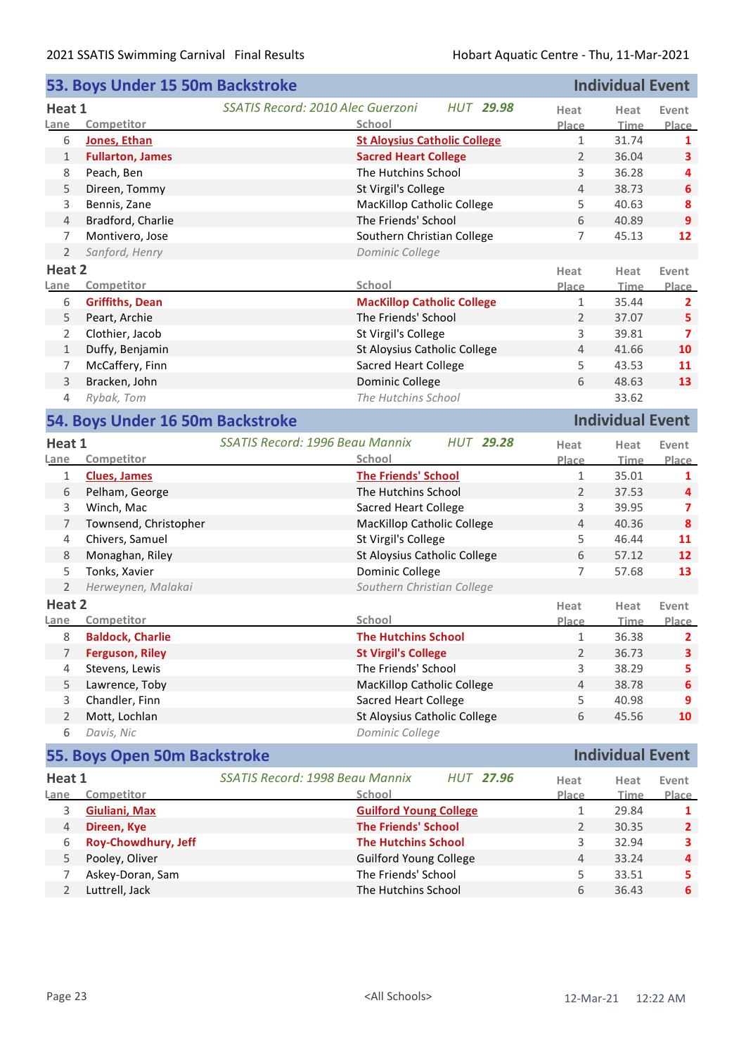## 53. Boys Under 15 50m Backstroke — Individual Event

### Heat 1

*SSATIS Record: 2010 Alec Guerzoni HUT* **29.98**

| Lane | Competitor | School | Heat Place | Heat Time | Event Place |
|---|---|---|---|---|---|
| 6 | **Jones, Ethan** | **St Aloysius Catholic College** | 1 | 31.74 | 1 |
| 1 | **Fullarton, James** | **Sacred Heart College** | 2 | 36.04 | 3 |
| 8 | Peach, Ben | The Hutchins School | 3 | 36.28 | 4 |
| 5 | Direen, Tommy | St Virgil's College | 4 | 38.73 | 6 |
| 3 | Bennis, Zane | MacKillop Catholic College | 5 | 40.63 | 8 |
| 4 | Bradford, Charlie | The Friends' School | 6 | 40.89 | 9 |
| 7 | Montivero, Jose | Southern Christian College | 7 | 45.13 | 12 |
| 2 | *Sanford, Henry* | *Dominic College* | | | |

### Heat 2

| Lane | Competitor | School | Heat Place | Heat Time | Event Place |
|---|---|---|---|---|---|
| 6 | **Griffiths, Dean** | **MacKillop Catholic College** | 1 | 35.44 | 2 |
| 5 | Peart, Archie | The Friends' School | 2 | 37.07 | 5 |
| 2 | Clothier, Jacob | St Virgil's College | 3 | 39.81 | 7 |
| 1 | Duffy, Benjamin | St Aloysius Catholic College | 4 | 41.66 | 10 |
| 7 | McCaffery, Finn | Sacred Heart College | 5 | 43.53 | 11 |
| 3 | Bracken, John | Dominic College | 6 | 48.63 | 13 |
| 4 | *Rybak, Tom* | *The Hutchins School* | | 33.62 | |

## 54. Boys Under 16 50m Backstroke — Individual Event

### Heat 1

*SSATIS Record: 1996 Beau Mannix HUT* **29.28**

| Lane | Competitor | School | Heat Place | Heat Time | Event Place |
|---|---|---|---|---|---|
| 1 | **Clues, James** | **The Friends' School** | 1 | 35.01 | 1 |
| 6 | Pelham, George | The Hutchins School | 2 | 37.53 | 4 |
| 3 | Winch, Mac | Sacred Heart College | 3 | 39.95 | 7 |
| 7 | Townsend, Christopher | MacKillop Catholic College | 4 | 40.36 | 8 |
| 4 | Chivers, Samuel | St Virgil's College | 5 | 46.44 | 11 |
| 8 | Monaghan, Riley | St Aloysius Catholic College | 6 | 57.12 | 12 |
| 5 | Tonks, Xavier | Dominic College | 7 | 57.68 | 13 |
| 2 | *Herweynen, Malakai* | *Southern Christian College* | | | |

### Heat 2

| Lane | Competitor | School | Heat Place | Heat Time | Event Place |
|---|---|---|---|---|---|
| 8 | **Baldock, Charlie** | **The Hutchins School** | 1 | 36.38 | 2 |
| 7 | **Ferguson, Riley** | **St Virgil's College** | 2 | 36.73 | 3 |
| 4 | Stevens, Lewis | The Friends' School | 3 | 38.29 | 5 |
| 5 | Lawrence, Toby | MacKillop Catholic College | 4 | 38.78 | 6 |
| 3 | Chandler, Finn | Sacred Heart College | 5 | 40.98 | 9 |
| 2 | Mott, Lochlan | St Aloysius Catholic College | 6 | 45.56 | 10 |
| 6 | *Davis, Nic* | *Dominic College* | | | |

## 55. Boys Open 50m Backstroke — Individual Event

### Heat 1

*SSATIS Record: 1998 Beau Mannix HUT* **27.96**

| Lane | Competitor | School | Heat Place | Heat Time | Event Place |
|---|---|---|---|---|---|
| 3 | **Giuliani, Max** | **Guilford Young College** | 1 | 29.84 | 1 |
| 4 | **Direen, Kye** | **The Friends' School** | 2 | 30.35 | 2 |
| 6 | **Roy-Chowdhury, Jeff** | **The Hutchins School** | 3 | 32.94 | 3 |
| 5 | Pooley, Oliver | Guilford Young College | 4 | 33.24 | 4 |
| 7 | Askey-Doran, Sam | The Friends' School | 5 | 33.51 | 5 |
| 2 | Luttrell, Jack | The Hutchins School | 6 | 36.43 | 6 |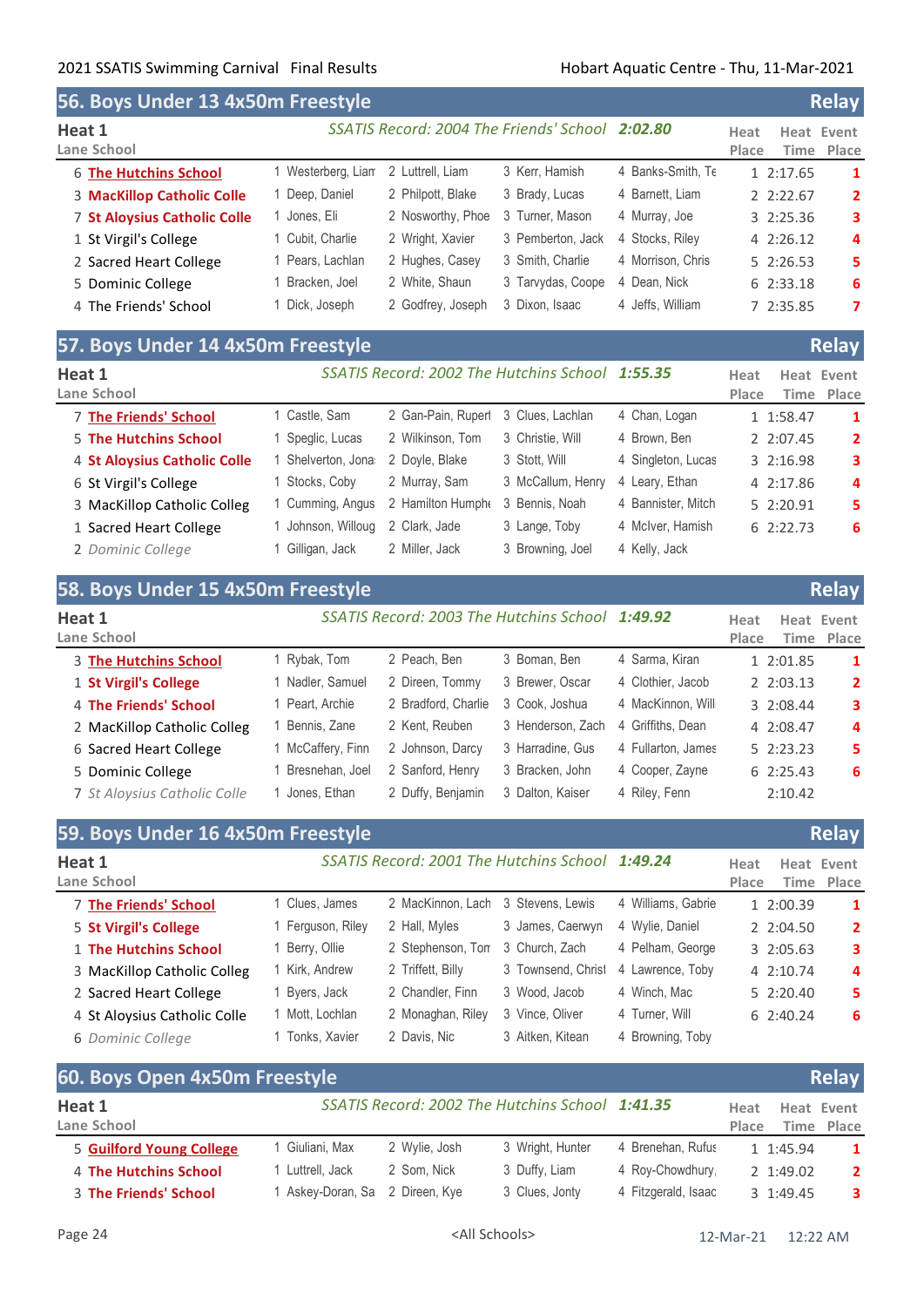2021 SSATIS Swimming Carnival Final Results — Hobart Aquatic Centre - Thu, 11-Mar-2021

## 56. Boys Under 13 4x50m Freestyle — Relay

**Heat 1** — *SSATIS Record: 2004 The Friends' School* ***2:02.80***

| Lane | School | | | | | Heat Place | Heat Time | Event Place |
|---|---|---|---|---|---|---|---|---|
| 6 | **The Hutchins School** | 1 Westerberg, Liam | 2 Luttrell, Liam | 3 Kerr, Hamish | 4 Banks-Smith, Te | 1 | 2:17.65 | 1 |
| 3 | **MacKillop Catholic Colle** | 1 Deep, Daniel | 2 Philpott, Blake | 3 Brady, Lucas | 4 Barnett, Liam | 2 | 2:22.67 | 2 |
| 7 | **St Aloysius Catholic Colle** | 1 Jones, Eli | 2 Nosworthy, Phoe | 3 Turner, Mason | 4 Murray, Joe | 3 | 2:25.36 | 3 |
| 1 | St Virgil's College | 1 Cubit, Charlie | 2 Wright, Xavier | 3 Pemberton, Jack | 4 Stocks, Riley | 4 | 2:26.12 | 4 |
| 2 | Sacred Heart College | 1 Pears, Lachlan | 2 Hughes, Casey | 3 Smith, Charlie | 4 Morrison, Chris | 5 | 2:26.53 | 5 |
| 5 | Dominic College | 1 Bracken, Joel | 2 White, Shaun | 3 Tarvydas, Coope | 4 Dean, Nick | 6 | 2:33.18 | 6 |
| 4 | The Friends' School | 1 Dick, Joseph | 2 Godfrey, Joseph | 3 Dixon, Isaac | 4 Jeffs, William | 7 | 2:35.85 | 7 |

## 57. Boys Under 14 4x50m Freestyle — Relay

**Heat 1** — *SSATIS Record: 2002 The Hutchins School* ***1:55.35***

| Lane | School | | | | | Heat Place | Heat Time | Event Place |
|---|---|---|---|---|---|---|---|---|
| 7 | **The Friends' School** | 1 Castle, Sam | 2 Gan-Pain, Rupert | 3 Clues, Lachlan | 4 Chan, Logan | 1 | 1:58.47 | 1 |
| 5 | **The Hutchins School** | 1 Speglic, Lucas | 2 Wilkinson, Tom | 3 Christie, Will | 4 Brown, Ben | 2 | 2:07.45 | 2 |
| 4 | **St Aloysius Catholic Colle** | 1 Shelverton, Jona | 2 Doyle, Blake | 3 Stott, Will | 4 Singleton, Lucas | 3 | 2:16.98 | 3 |
| 6 | St Virgil's College | 1 Stocks, Coby | 2 Murray, Sam | 3 McCallum, Henry | 4 Leary, Ethan | 4 | 2:17.86 | 4 |
| 3 | MacKillop Catholic Colleg | 1 Cumming, Angus | 2 Hamilton Humphe | 3 Bennis, Noah | 4 Bannister, Mitch | 5 | 2:20.91 | 5 |
| 1 | Sacred Heart College | 1 Johnson, Willoug | 2 Clark, Jade | 3 Lange, Toby | 4 McIver, Hamish | 6 | 2:22.73 | 6 |
| 2 | *Dominic College* | 1 Gilligan, Jack | 2 Miller, Jack | 3 Browning, Joel | 4 Kelly, Jack | | | |

## 58. Boys Under 15 4x50m Freestyle — Relay

**Heat 1** — *SSATIS Record: 2003 The Hutchins School* ***1:49.92***

| Lane | School | | | | | Heat Place | Heat Time | Event Place |
|---|---|---|---|---|---|---|---|---|
| 3 | **The Hutchins School** | 1 Rybak, Tom | 2 Peach, Ben | 3 Boman, Ben | 4 Sarma, Kiran | 1 | 2:01.85 | 1 |
| 1 | **St Virgil's College** | 1 Nadler, Samuel | 2 Direen, Tommy | 3 Brewer, Oscar | 4 Clothier, Jacob | 2 | 2:03.13 | 2 |
| 4 | **The Friends' School** | 1 Peart, Archie | 2 Bradford, Charlie | 3 Cook, Joshua | 4 MacKinnon, Will | 3 | 2:08.44 | 3 |
| 2 | MacKillop Catholic Colleg | 1 Bennis, Zane | 2 Kent, Reuben | 3 Henderson, Zach | 4 Griffiths, Dean | 4 | 2:08.47 | 4 |
| 6 | Sacred Heart College | 1 McCaffery, Finn | 2 Johnson, Darcy | 3 Harradine, Gus | 4 Fullarton, James | 5 | 2:23.23 | 5 |
| 5 | Dominic College | 1 Bresnehan, Joel | 2 Sanford, Henry | 3 Bracken, John | 4 Cooper, Zayne | 6 | 2:25.43 | 6 |
| 7 | *St Aloysius Catholic Colle* | 1 Jones, Ethan | 2 Duffy, Benjamin | 3 Dalton, Kaiser | 4 Riley, Fenn | | 2:10.42 | |

## 59. Boys Under 16 4x50m Freestyle — Relay

**Heat 1** — *SSATIS Record: 2001 The Hutchins School* ***1:49.24***

| Lane | School | | | | | Heat Place | Heat Time | Event Place |
|---|---|---|---|---|---|---|---|---|
| 7 | **The Friends' School** | 1 Clues, James | 2 MacKinnon, Lach | 3 Stevens, Lewis | 4 Williams, Gabrie | 1 | 2:00.39 | 1 |
| 5 | **St Virgil's College** | 1 Ferguson, Riley | 2 Hall, Myles | 3 James, Caerwyn | 4 Wylie, Daniel | 2 | 2:04.50 | 2 |
| 1 | **The Hutchins School** | 1 Berry, Ollie | 2 Stephenson, Tom | 3 Church, Zach | 4 Pelham, George | 3 | 2:05.63 | 3 |
| 3 | MacKillop Catholic Colleg | 1 Kirk, Andrew | 2 Triffett, Billy | 3 Townsend, Christ | 4 Lawrence, Toby | 4 | 2:10.74 | 4 |
| 2 | Sacred Heart College | 1 Byers, Jack | 2 Chandler, Finn | 3 Wood, Jacob | 4 Winch, Mac | 5 | 2:20.40 | 5 |
| 4 | St Aloysius Catholic Colle | 1 Mott, Lochlan | 2 Monaghan, Riley | 3 Vince, Oliver | 4 Turner, Will | 6 | 2:40.24 | 6 |
| 6 | *Dominic College* | 1 Tonks, Xavier | 2 Davis, Nic | 3 Aitken, Kitean | 4 Browning, Toby | | | |

## 60. Boys Open 4x50m Freestyle — Relay

**Heat 1** — *SSATIS Record: 2002 The Hutchins School* ***1:41.35***

| Lane | School | | | | | Heat Place | Heat Time | Event Place |
|---|---|---|---|---|---|---|---|---|
| 5 | **Guilford Young College** | 1 Giuliani, Max | 2 Wylie, Josh | 3 Wright, Hunter | 4 Brenehan, Rufus | 1 | 1:45.94 | 1 |
| 4 | **The Hutchins School** | 1 Luttrell, Jack | 2 Som, Nick | 3 Duffy, Liam | 4 Roy-Chowdhury, | 2 | 1:49.02 | 2 |
| 3 | **The Friends' School** | 1 Askey-Doran, Sa | 2 Direen, Kye | 3 Clues, Jonty | 4 Fitzgerald, Isaac | 3 | 1:49.45 | 3 |

<All Schools>

12-Mar-21 12:22 AM